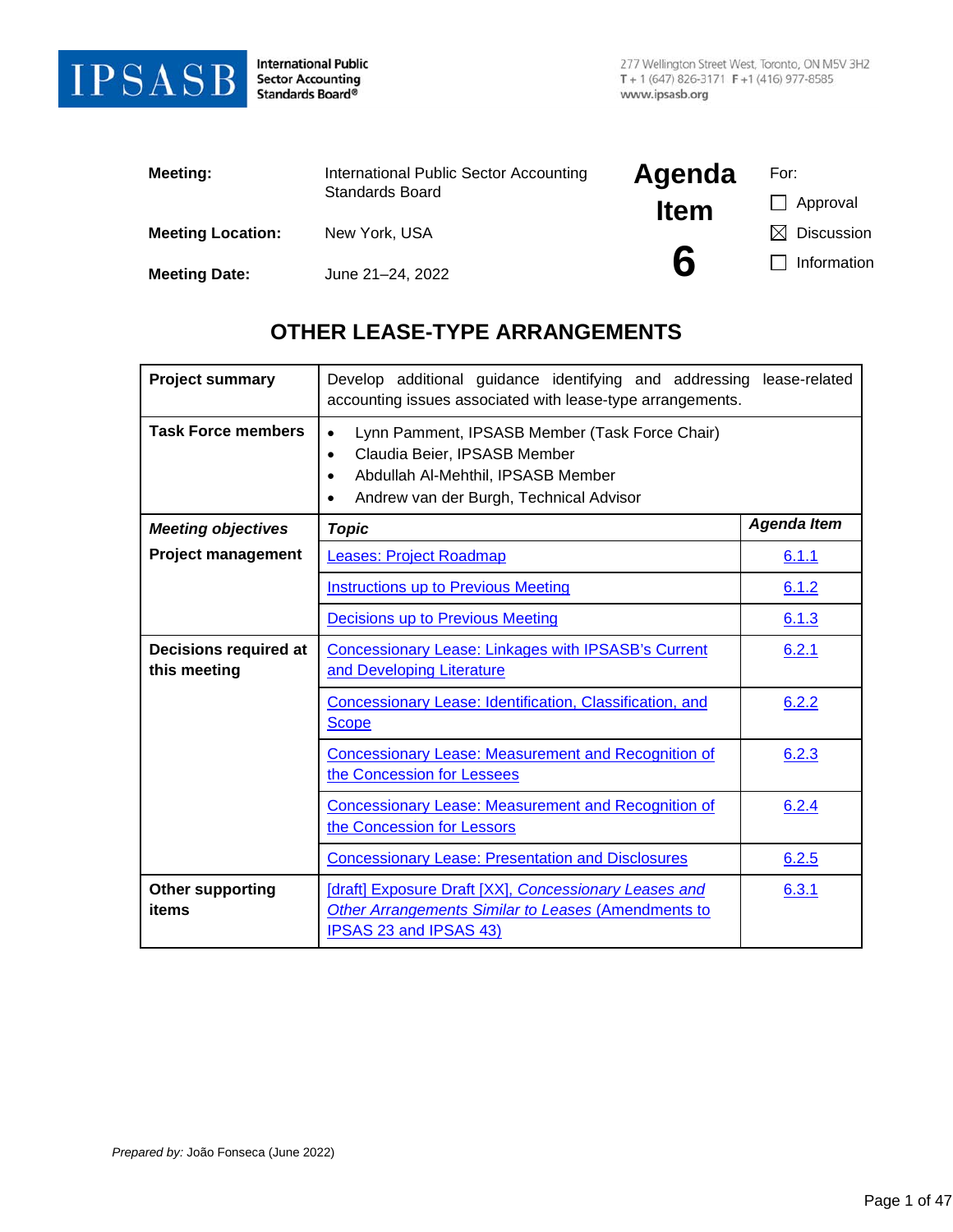**IPSASB** International Public Sector Accounting Standards Board®

277 Wellington Street West, Toronto, ON M5V 3H2
T + 1 (647) 826-3171 F +1 (416) 977-8585
www.ipsasb.org

| | | | |
|---|---|---|---|
| **Meeting:** | International Public Sector Accounting Standards Board | **Agenda Item 6** | For: |
| **Meeting Location:** | New York, USA | | ☐ Approval |
| **Meeting Date:** | June 21–24, 2022 | | ☒ Discussion |
| | | | ☐ Information |

# OTHER LEASE-TYPE ARRANGEMENTS

| **Project summary** | Develop additional guidance identifying and addressing lease-related accounting issues associated with lease-type arrangements. | |
|---|---|---|
| **Task Force members** | • Lynn Pamment, IPSASB Member (Task Force Chair)<br>• Claudia Beier, IPSASB Member<br>• Abdullah Al-Mehthil, IPSASB Member<br>• Andrew van der Burgh, Technical Advisor | |
| ***Meeting objectives*** | ***Topic*** | ***Agenda Item*** |
| **Project management** | Leases: Project Roadmap | 6.1.1 |
| | Instructions up to Previous Meeting | 6.1.2 |
| | Decisions up to Previous Meeting | 6.1.3 |
| **Decisions required at this meeting** | Concessionary Lease: Linkages with IPSASB's Current and Developing Literature | 6.2.1 |
| | Concessionary Lease: Identification, Classification, and Scope | 6.2.2 |
| | Concessionary Lease: Measurement and Recognition of the Concession for Lessees | 6.2.3 |
| | Concessionary Lease: Measurement and Recognition of the Concession for Lessors | 6.2.4 |
| | Concessionary Lease: Presentation and Disclosures | 6.2.5 |
| **Other supporting items** | [draft] Exposure Draft [XX], *Concessionary Leases and Other Arrangements Similar to Leases* (Amendments to IPSAS 23 and IPSAS 43) | 6.3.1 |

*Prepared by:* João Fonseca (June 2022)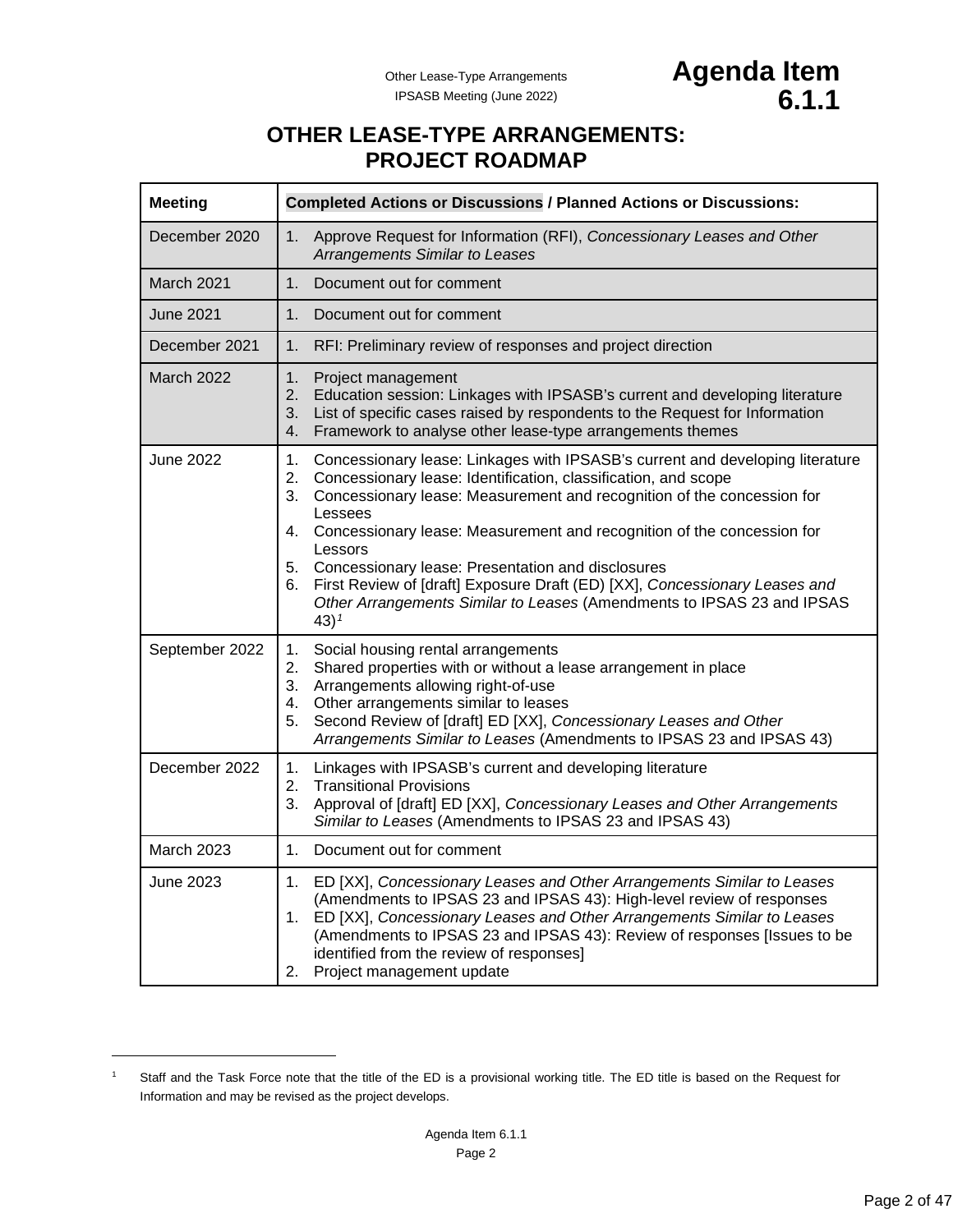# OTHER LEASE-TYPE ARRANGEMENTS: PROJECT ROADMAP

| Meeting | Completed Actions or Discussions / Planned Actions or Discussions: |
|---|---|
| December 2020 | 1. Approve Request for Information (RFI), *Concessionary Leases and Other Arrangements Similar to Leases* |
| March 2021 | 1. Document out for comment |
| June 2021 | 1. Document out for comment |
| December 2021 | 1. RFI: Preliminary review of responses and project direction |
| March 2022 | 1. Project management<br>2. Education session: Linkages with IPSASB's current and developing literature<br>3. List of specific cases raised by respondents to the Request for Information<br>4. Framework to analyse other lease-type arrangements themes |
| June 2022 | 1. Concessionary lease: Linkages with IPSASB's current and developing literature<br>2. Concessionary lease: Identification, classification, and scope<br>3. Concessionary lease: Measurement and recognition of the concession for Lessees<br>4. Concessionary lease: Measurement and recognition of the concession for Lessors<br>5. Concessionary lease: Presentation and disclosures<br>6. First Review of [draft] Exposure Draft (ED) [XX], *Concessionary Leases and Other Arrangements Similar to Leases* (Amendments to IPSAS 23 and IPSAS 43)[1] |
| September 2022 | 1. Social housing rental arrangements<br>2. Shared properties with or without a lease arrangement in place<br>3. Arrangements allowing right-of-use<br>4. Other arrangements similar to leases<br>5. Second Review of [draft] ED [XX], *Concessionary Leases and Other Arrangements Similar to Leases* (Amendments to IPSAS 23 and IPSAS 43) |
| December 2022 | 1. Linkages with IPSASB's current and developing literature<br>2. Transitional Provisions<br>3. Approval of [draft] ED [XX], *Concessionary Leases and Other Arrangements Similar to Leases* (Amendments to IPSAS 23 and IPSAS 43) |
| March 2023 | 1. Document out for comment |
| June 2023 | 1. ED [XX], *Concessionary Leases and Other Arrangements Similar to Leases* (Amendments to IPSAS 23 and IPSAS 43): High-level review of responses<br>1. ED [XX], *Concessionary Leases and Other Arrangements Similar to Leases* (Amendments to IPSAS 23 and IPSAS 43): Review of responses [Issues to be identified from the review of responses]<br>2. Project management update |

[1] Staff and the Task Force note that the title of the ED is a provisional working title. The ED title is based on the Request for Information and may be revised as the project develops.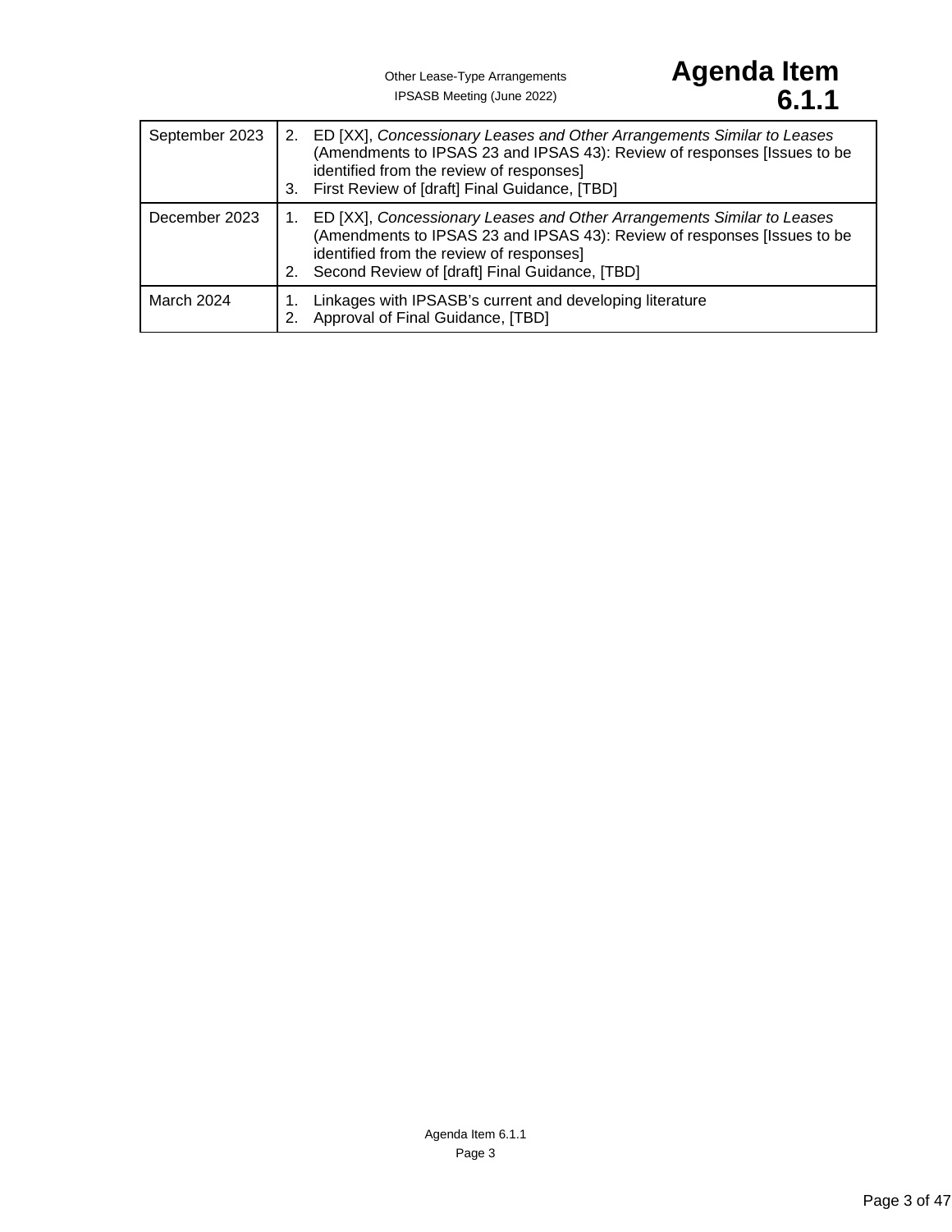| | |
|---|---|
| September 2023 | 2. ED [XX], *Concessionary Leases and Other Arrangements Similar to Leases* (Amendments to IPSAS 23 and IPSAS 43): Review of responses [Issues to be identified from the review of responses]<br>3. First Review of [draft] Final Guidance, [TBD] |
| December 2023 | 1. ED [XX], *Concessionary Leases and Other Arrangements Similar to Leases* (Amendments to IPSAS 23 and IPSAS 43): Review of responses [Issues to be identified from the review of responses]<br>2. Second Review of [draft] Final Guidance, [TBD] |
| March 2024 | 1. Linkages with IPSASB's current and developing literature<br>2. Approval of Final Guidance, [TBD] |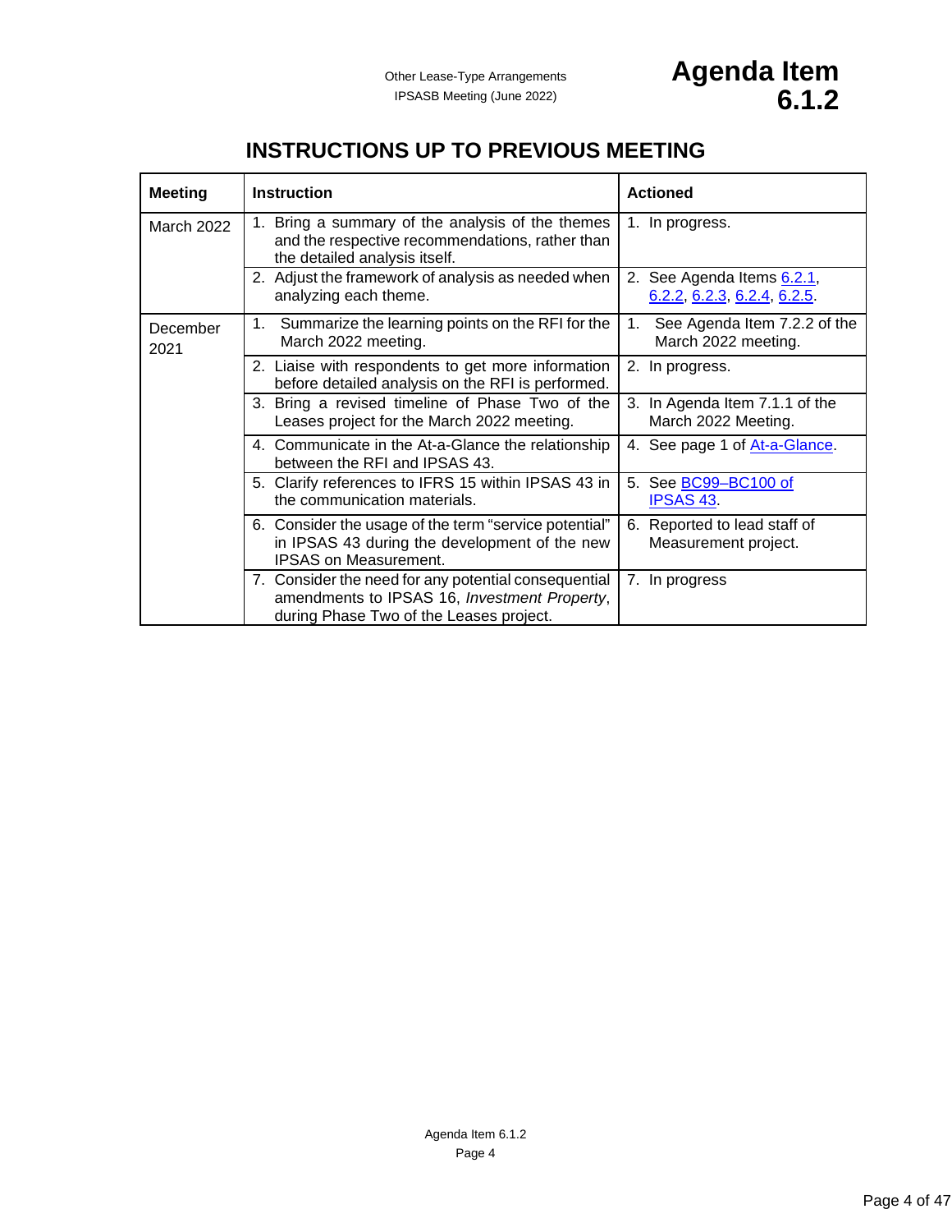# INSTRUCTIONS UP TO PREVIOUS MEETING

| Meeting | Instruction | Actioned |
|---|---|---|
| March 2022 | 1. Bring a summary of the analysis of the themes and the respective recommendations, rather than the detailed analysis itself. | 1. In progress. |
| | 2. Adjust the framework of analysis as needed when analyzing each theme. | 2. See Agenda Items 6.2.1, 6.2.2, 6.2.3, 6.2.4, 6.2.5. |
| December 2021 | 1. Summarize the learning points on the RFI for the March 2022 meeting. | 1. See Agenda Item 7.2.2 of the March 2022 meeting. |
| | 2. Liaise with respondents to get more information before detailed analysis on the RFI is performed. | 2. In progress. |
| | 3. Bring a revised timeline of Phase Two of the Leases project for the March 2022 meeting. | 3. In Agenda Item 7.1.1 of the March 2022 Meeting. |
| | 4. Communicate in the At-a-Glance the relationship between the RFI and IPSAS 43. | 4. See page 1 of At-a-Glance. |
| | 5. Clarify references to IFRS 15 within IPSAS 43 in the communication materials. | 5. See BC99–BC100 of IPSAS 43. |
| | 6. Consider the usage of the term "service potential" in IPSAS 43 during the development of the new IPSAS on Measurement. | 6. Reported to lead staff of Measurement project. |
| | 7. Consider the need for any potential consequential amendments to IPSAS 16, *Investment Property*, during Phase Two of the Leases project. | 7. In progress |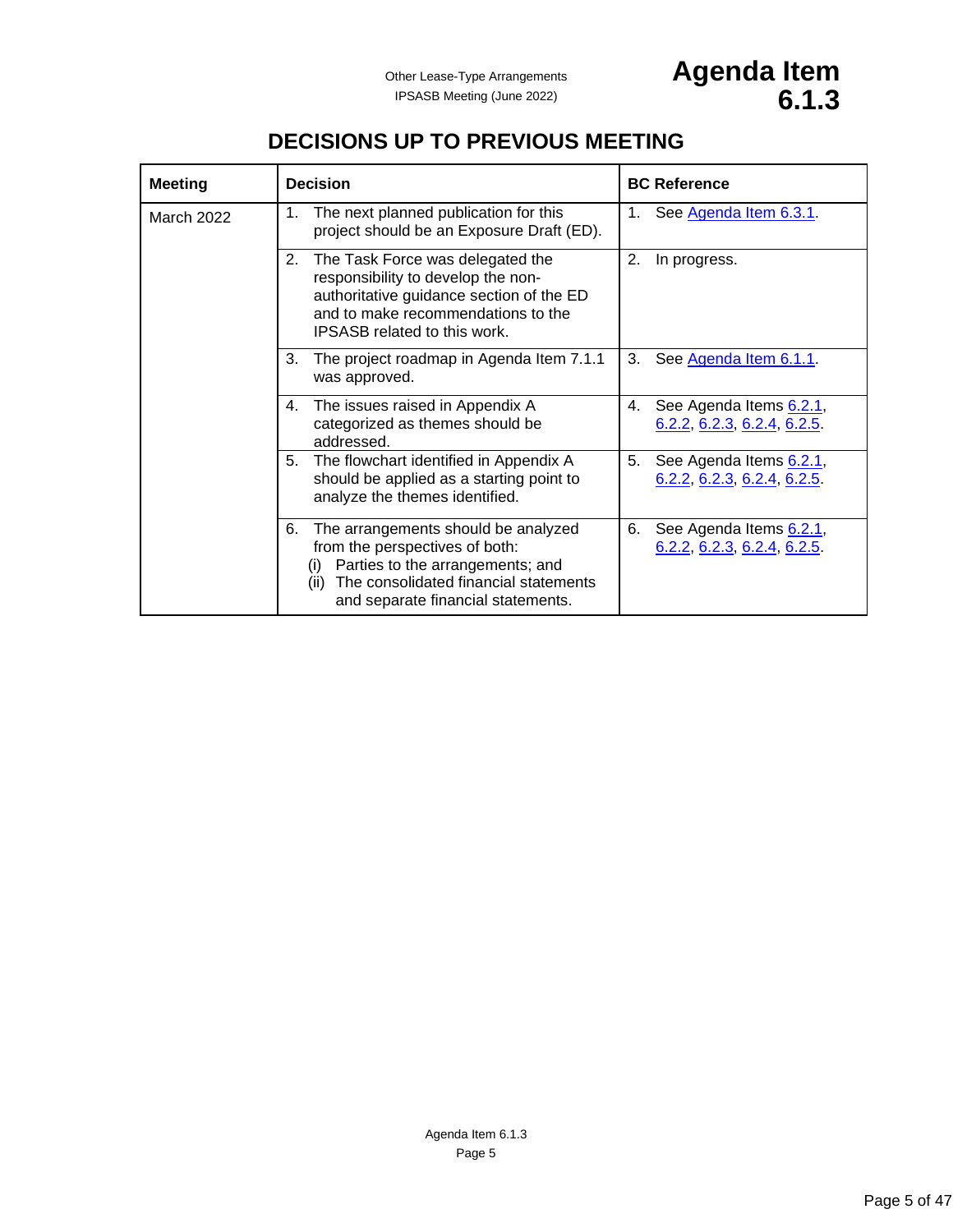# DECISIONS UP TO PREVIOUS MEETING

| Meeting | Decision | BC Reference |
| --- | --- | --- |
| March 2022 | 1. The next planned publication for this project should be an Exposure Draft (ED). | 1. See Agenda Item 6.3.1. |
| | 2. The Task Force was delegated the responsibility to develop the non-authoritative guidance section of the ED and to make recommendations to the IPSASB related to this work. | 2. In progress. |
| | 3. The project roadmap in Agenda Item 7.1.1 was approved. | 3. See Agenda Item 6.1.1. |
| | 4. The issues raised in Appendix A categorized as themes should be addressed. | 4. See Agenda Items 6.2.1, 6.2.2, 6.2.3, 6.2.4, 6.2.5. |
| | 5. The flowchart identified in Appendix A should be applied as a starting point to analyze the themes identified. | 5. See Agenda Items 6.2.1, 6.2.2, 6.2.3, 6.2.4, 6.2.5. |
| | 6. The arrangements should be analyzed from the perspectives of both: (i) Parties to the arrangements; and (ii) The consolidated financial statements and separate financial statements. | 6. See Agenda Items 6.2.1, 6.2.2, 6.2.3, 6.2.4, 6.2.5. |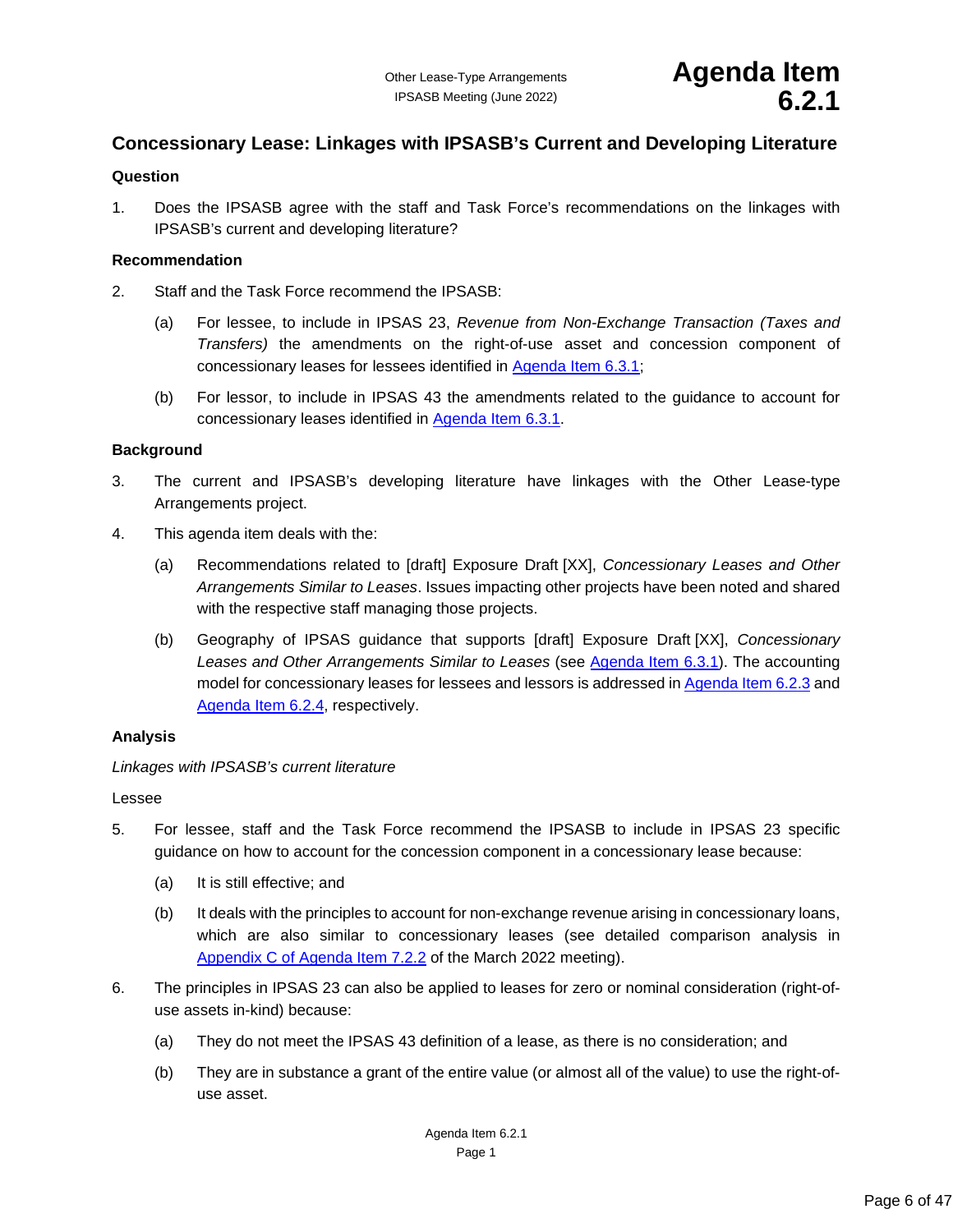## Concessionary Lease: Linkages with IPSASB's Current and Developing Literature

### Question

1. Does the IPSASB agree with the staff and Task Force's recommendations on the linkages with IPSASB's current and developing literature?

### Recommendation

2. Staff and the Task Force recommend the IPSASB:

   (a) For lessee, to include in IPSAS 23, *Revenue from Non-Exchange Transaction (Taxes and Transfers)* the amendments on the right-of-use asset and concession component of concessionary leases for lessees identified in Agenda Item 6.3.1;

   (b) For lessor, to include in IPSAS 43 the amendments related to the guidance to account for concessionary leases identified in Agenda Item 6.3.1.

### Background

3. The current and IPSASB's developing literature have linkages with the Other Lease-type Arrangements project.

4. This agenda item deals with the:

   (a) Recommendations related to [draft] Exposure Draft [XX], *Concessionary Leases and Other Arrangements Similar to Leases*. Issues impacting other projects have been noted and shared with the respective staff managing those projects.

   (b) Geography of IPSAS guidance that supports [draft] Exposure Draft [XX], *Concessionary Leases and Other Arrangements Similar to Leases* (see Agenda Item 6.3.1). The accounting model for concessionary leases for lessees and lessors is addressed in Agenda Item 6.2.3 and Agenda Item 6.2.4, respectively.

### Analysis

*Linkages with IPSASB's current literature*

Lessee

5. For lessee, staff and the Task Force recommend the IPSASB to include in IPSAS 23 specific guidance on how to account for the concession component in a concessionary lease because:

   (a) It is still effective; and

   (b) It deals with the principles to account for non-exchange revenue arising in concessionary loans, which are also similar to concessionary leases (see detailed comparison analysis in Appendix C of Agenda Item 7.2.2 of the March 2022 meeting).

6. The principles in IPSAS 23 can also be applied to leases for zero or nominal consideration (right-of-use assets in-kind) because:

   (a) They do not meet the IPSAS 43 definition of a lease, as there is no consideration; and

   (b) They are in substance a grant of the entire value (or almost all of the value) to use the right-of-use asset.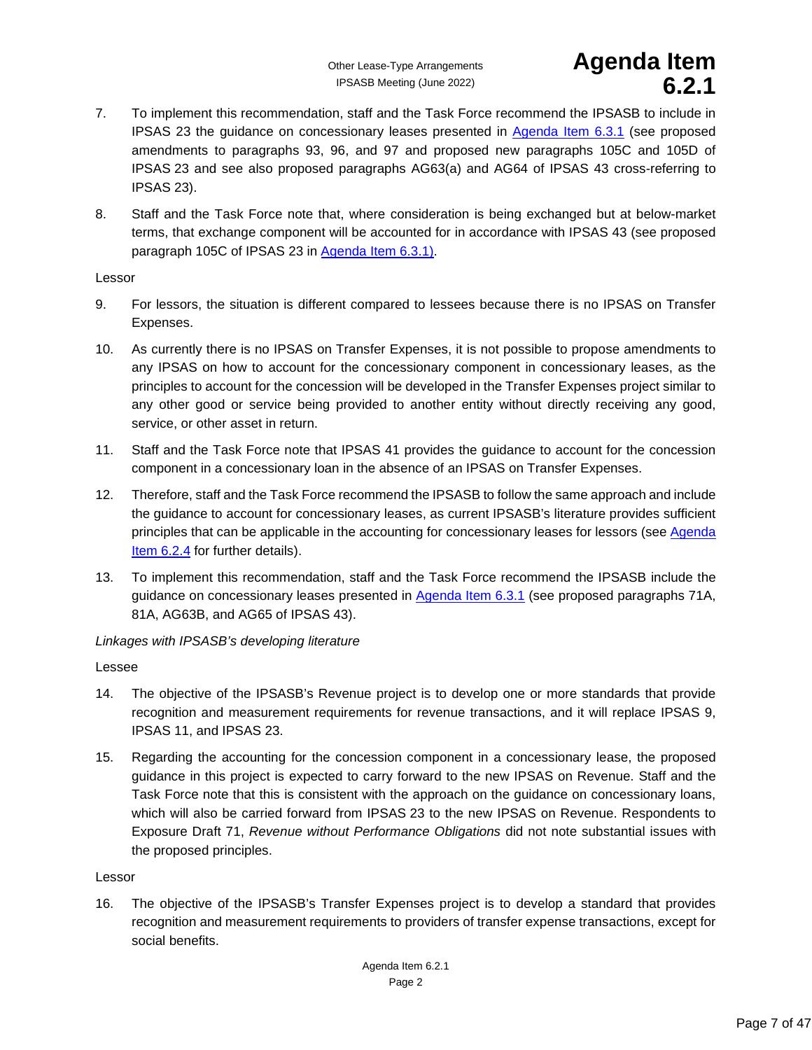7. To implement this recommendation, staff and the Task Force recommend the IPSASB to include in IPSAS 23 the guidance on concessionary leases presented in Agenda Item 6.3.1 (see proposed amendments to paragraphs 93, 96, and 97 and proposed new paragraphs 105C and 105D of IPSAS 23 and see also proposed paragraphs AG63(a) and AG64 of IPSAS 43 cross-referring to IPSAS 23).

8. Staff and the Task Force note that, where consideration is being exchanged but at below-market terms, that exchange component will be accounted for in accordance with IPSAS 43 (see proposed paragraph 105C of IPSAS 23 in Agenda Item 6.3.1).

Lessor

9. For lessors, the situation is different compared to lessees because there is no IPSAS on Transfer Expenses.

10. As currently there is no IPSAS on Transfer Expenses, it is not possible to propose amendments to any IPSAS on how to account for the concessionary component in concessionary leases, as the principles to account for the concession will be developed in the Transfer Expenses project similar to any other good or service being provided to another entity without directly receiving any good, service, or other asset in return.

11. Staff and the Task Force note that IPSAS 41 provides the guidance to account for the concession component in a concessionary loan in the absence of an IPSAS on Transfer Expenses.

12. Therefore, staff and the Task Force recommend the IPSASB to follow the same approach and include the guidance to account for concessionary leases, as current IPSASB's literature provides sufficient principles that can be applicable in the accounting for concessionary leases for lessors (see Agenda Item 6.2.4 for further details).

13. To implement this recommendation, staff and the Task Force recommend the IPSASB include the guidance on concessionary leases presented in Agenda Item 6.3.1 (see proposed paragraphs 71A, 81A, AG63B, and AG65 of IPSAS 43).

*Linkages with IPSASB's developing literature*

Lessee

14. The objective of the IPSASB's Revenue project is to develop one or more standards that provide recognition and measurement requirements for revenue transactions, and it will replace IPSAS 9, IPSAS 11, and IPSAS 23.

15. Regarding the accounting for the concession component in a concessionary lease, the proposed guidance in this project is expected to carry forward to the new IPSAS on Revenue. Staff and the Task Force note that this is consistent with the approach on the guidance on concessionary loans, which will also be carried forward from IPSAS 23 to the new IPSAS on Revenue. Respondents to Exposure Draft 71, *Revenue without Performance Obligations* did not note substantial issues with the proposed principles.

Lessor

16. The objective of the IPSASB's Transfer Expenses project is to develop a standard that provides recognition and measurement requirements to providers of transfer expense transactions, except for social benefits.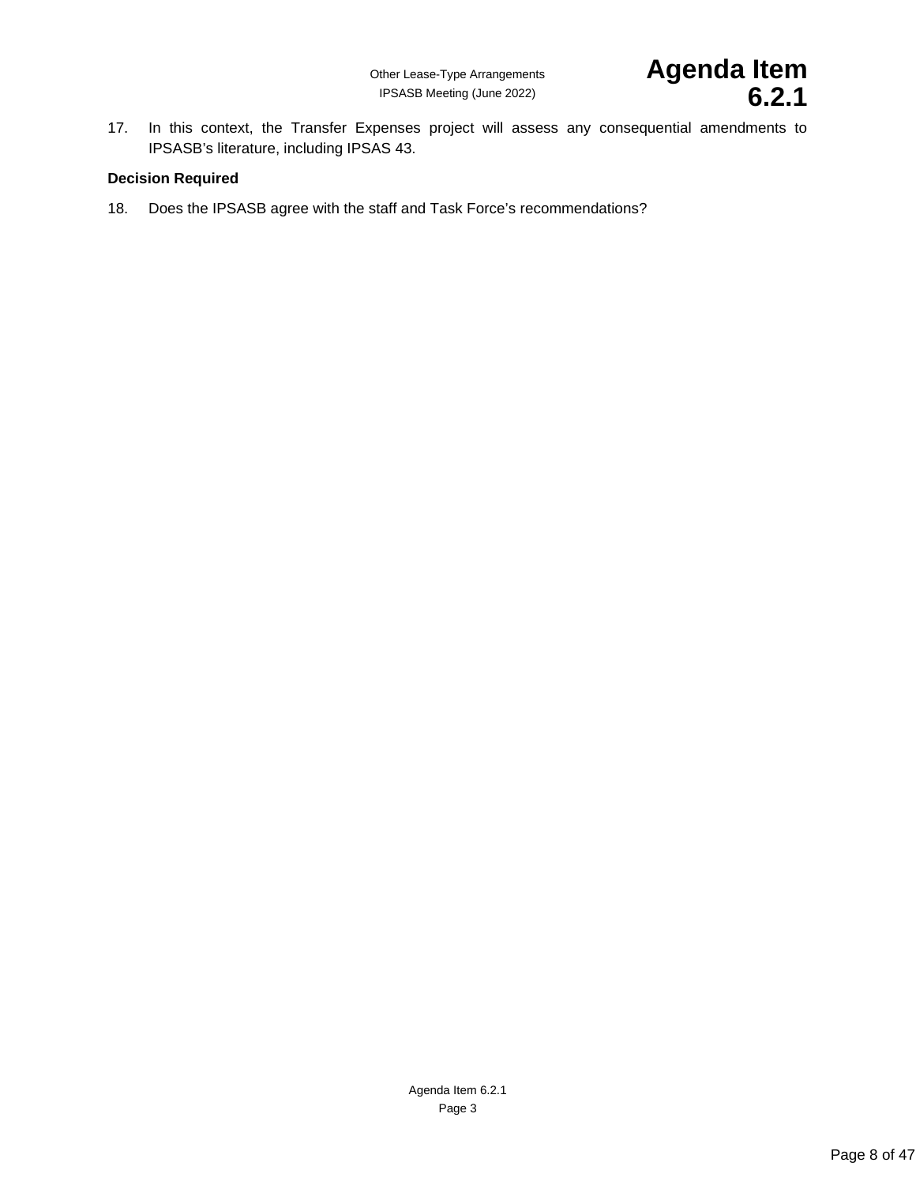17. In this context, the Transfer Expenses project will assess any consequential amendments to IPSASB's literature, including IPSAS 43.

**Decision Required**

18. Does the IPSASB agree with the staff and Task Force's recommendations?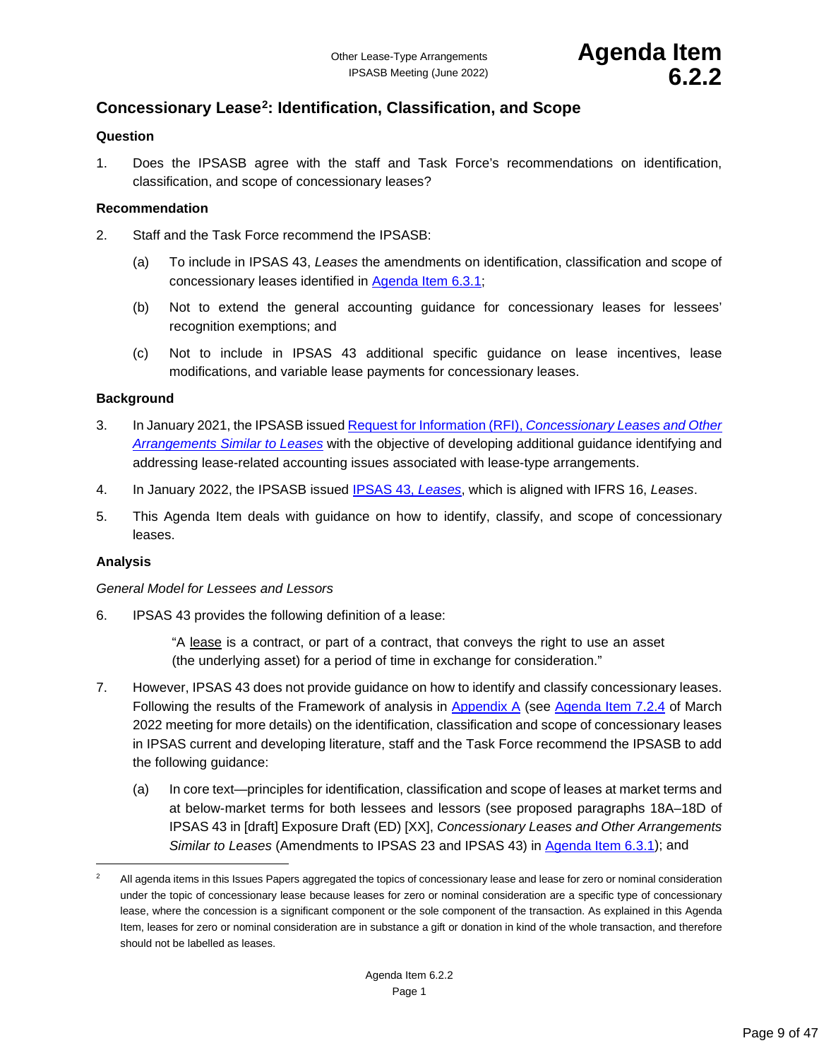## Concessionary Lease[2]: Identification, Classification, and Scope

### Question

1. Does the IPSASB agree with the staff and Task Force's recommendations on identification, classification, and scope of concessionary leases?

### Recommendation

2. Staff and the Task Force recommend the IPSASB:

   (a) To include in IPSAS 43, *Leases* the amendments on identification, classification and scope of concessionary leases identified in Agenda Item 6.3.1;

   (b) Not to extend the general accounting guidance for concessionary leases for lessees' recognition exemptions; and

   (c) Not to include in IPSAS 43 additional specific guidance on lease incentives, lease modifications, and variable lease payments for concessionary leases.

### Background

3. In January 2021, the IPSASB issued Request for Information (RFI), *Concessionary Leases and Other Arrangements Similar to Leases* with the objective of developing additional guidance identifying and addressing lease-related accounting issues associated with lease-type arrangements.

4. In January 2022, the IPSASB issued IPSAS 43, *Leases*, which is aligned with IFRS 16, *Leases*.

5. This Agenda Item deals with guidance on how to identify, classify, and scope of concessionary leases.

### Analysis

*General Model for Lessees and Lessors*

6. IPSAS 43 provides the following definition of a lease:

   > "A lease is a contract, or part of a contract, that conveys the right to use an asset (the underlying asset) for a period of time in exchange for consideration."

7. However, IPSAS 43 does not provide guidance on how to identify and classify concessionary leases. Following the results of the Framework of analysis in Appendix A (see Agenda Item 7.2.4 of March 2022 meeting for more details) on the identification, classification and scope of concessionary leases in IPSAS current and developing literature, staff and the Task Force recommend the IPSASB to add the following guidance:

   (a) In core text—principles for identification, classification and scope of leases at market terms and at below-market terms for both lessees and lessors (see proposed paragraphs 18A–18D of IPSAS 43 in [draft] Exposure Draft (ED) [XX], *Concessionary Leases and Other Arrangements Similar to Leases* (Amendments to IPSAS 23 and IPSAS 43) in Agenda Item 6.3.1); and

---

[2] All agenda items in this Issues Papers aggregated the topics of concessionary lease and lease for zero or nominal consideration under the topic of concessionary lease because leases for zero or nominal consideration are a specific type of concessionary lease, where the concession is a significant component or the sole component of the transaction. As explained in this Agenda Item, leases for zero or nominal consideration are in substance a gift or donation in kind of the whole transaction, and therefore should not be labelled as leases.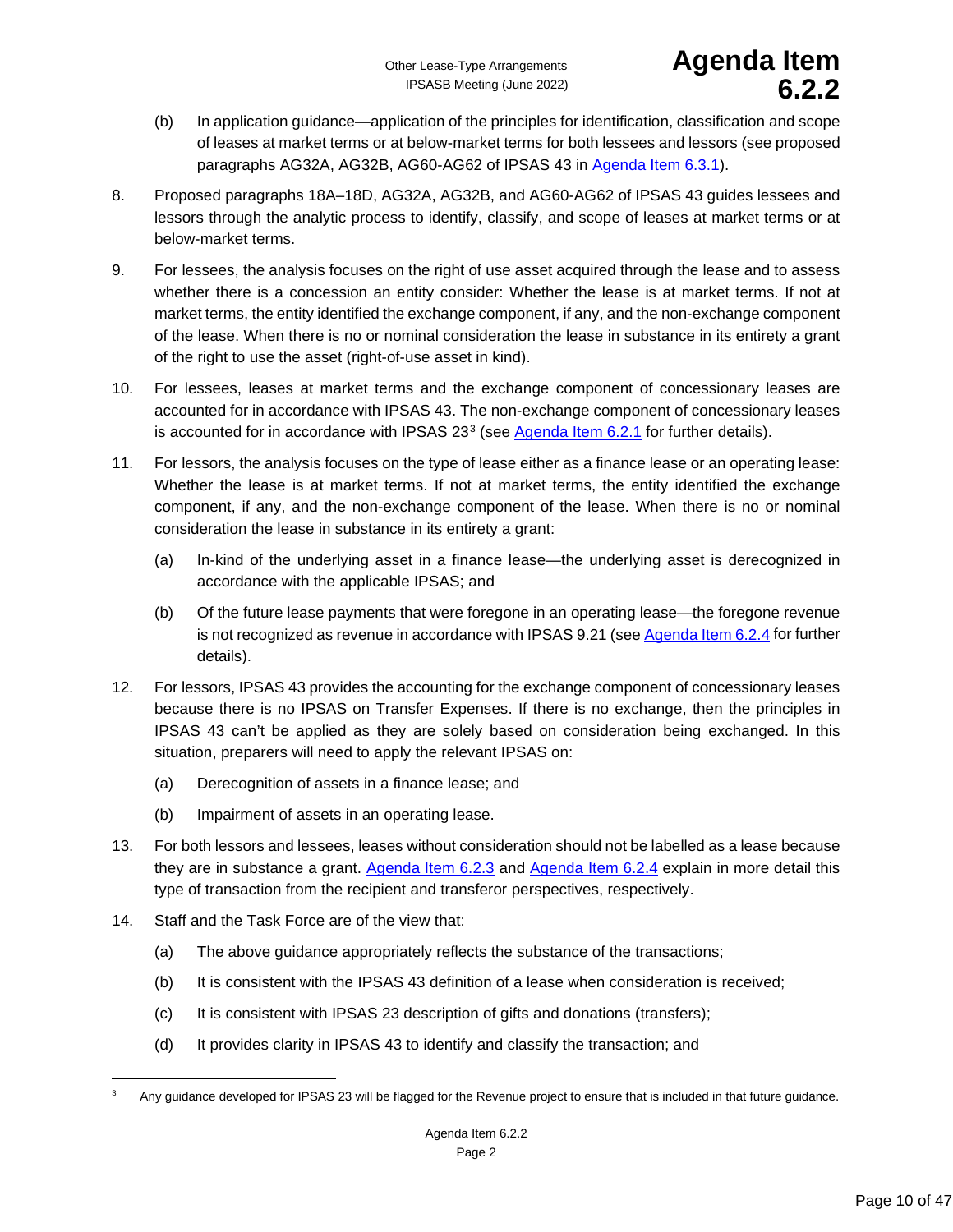(b) In application guidance—application of the principles for identification, classification and scope of leases at market terms or at below-market terms for both lessees and lessors (see proposed paragraphs AG32A, AG32B, AG60-AG62 of IPSAS 43 in Agenda Item 6.3.1).

8. Proposed paragraphs 18A–18D, AG32A, AG32B, and AG60-AG62 of IPSAS 43 guides lessees and lessors through the analytic process to identify, classify, and scope of leases at market terms or at below-market terms.

9. For lessees, the analysis focuses on the right of use asset acquired through the lease and to assess whether there is a concession an entity consider: Whether the lease is at market terms. If not at market terms, the entity identified the exchange component, if any, and the non-exchange component of the lease. When there is no or nominal consideration the lease in substance in its entirety a grant of the right to use the asset (right-of-use asset in kind).

10. For lessees, leases at market terms and the exchange component of concessionary leases are accounted for in accordance with IPSAS 43. The non-exchange component of concessionary leases is accounted for in accordance with IPSAS 23[3] (see Agenda Item 6.2.1 for further details).

11. For lessors, the analysis focuses on the type of lease either as a finance lease or an operating lease: Whether the lease is at market terms. If not at market terms, the entity identified the exchange component, if any, and the non-exchange component of the lease. When there is no or nominal consideration the lease in substance in its entirety a grant:

    (a) In-kind of the underlying asset in a finance lease—the underlying asset is derecognized in accordance with the applicable IPSAS; and

    (b) Of the future lease payments that were foregone in an operating lease—the foregone revenue is not recognized as revenue in accordance with IPSAS 9.21 (see Agenda Item 6.2.4 for further details).

12. For lessors, IPSAS 43 provides the accounting for the exchange component of concessionary leases because there is no IPSAS on Transfer Expenses. If there is no exchange, then the principles in IPSAS 43 can't be applied as they are solely based on consideration being exchanged. In this situation, preparers will need to apply the relevant IPSAS on:

    (a) Derecognition of assets in a finance lease; and

    (b) Impairment of assets in an operating lease.

13. For both lessors and lessees, leases without consideration should not be labelled as a lease because they are in substance a grant. Agenda Item 6.2.3 and Agenda Item 6.2.4 explain in more detail this type of transaction from the recipient and transferor perspectives, respectively.

14. Staff and the Task Force are of the view that:

    (a) The above guidance appropriately reflects the substance of the transactions;

    (b) It is consistent with the IPSAS 43 definition of a lease when consideration is received;

    (c) It is consistent with IPSAS 23 description of gifts and donations (transfers);

    (d) It provides clarity in IPSAS 43 to identify and classify the transaction; and

---

[3] Any guidance developed for IPSAS 23 will be flagged for the Revenue project to ensure that is included in that future guidance.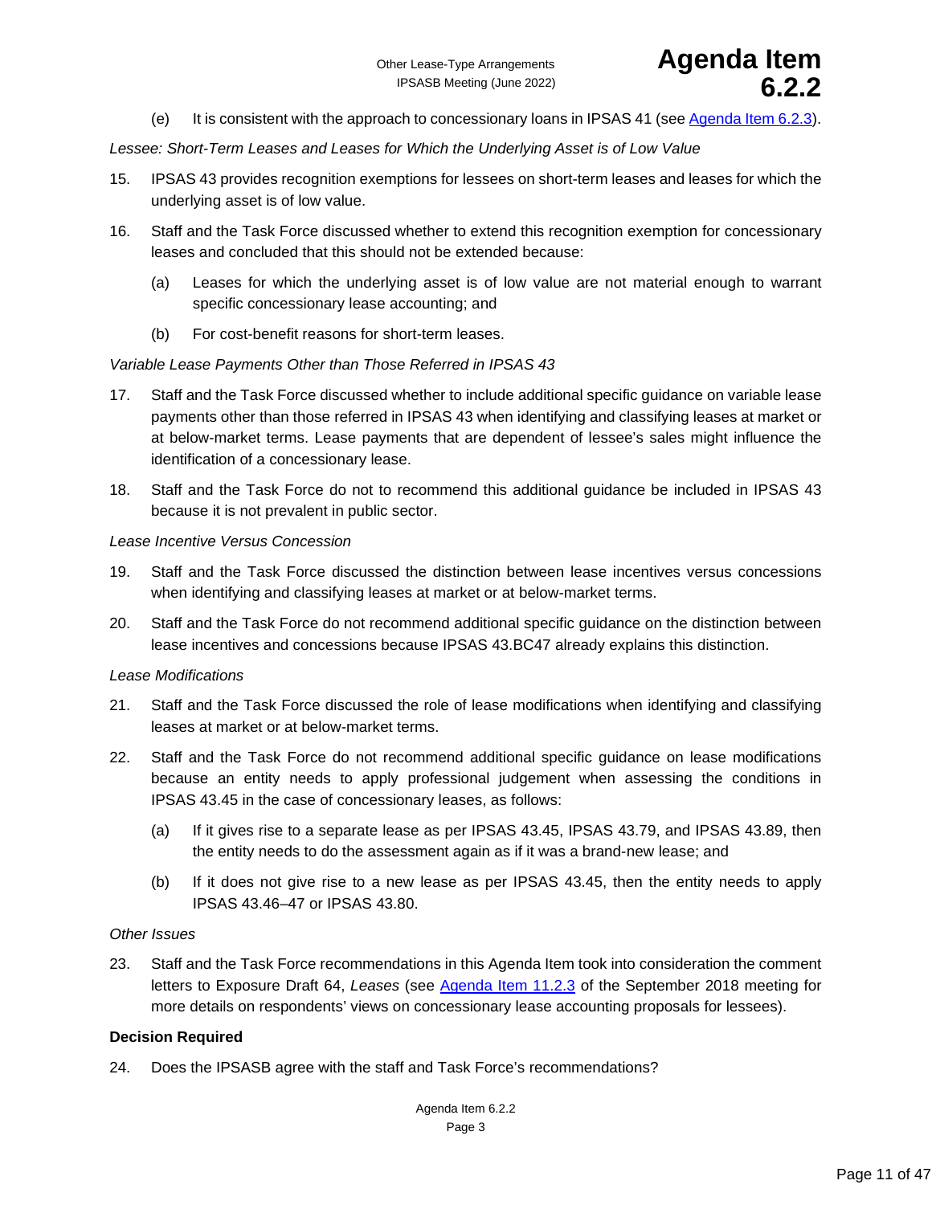(e) It is consistent with the approach to concessionary loans in IPSAS 41 (see Agenda Item 6.2.3).

*Lessee: Short-Term Leases and Leases for Which the Underlying Asset is of Low Value*

15. IPSAS 43 provides recognition exemptions for lessees on short-term leases and leases for which the underlying asset is of low value.

16. Staff and the Task Force discussed whether to extend this recognition exemption for concessionary leases and concluded that this should not be extended because:

    (a) Leases for which the underlying asset is of low value are not material enough to warrant specific concessionary lease accounting; and

    (b) For cost-benefit reasons for short-term leases.

*Variable Lease Payments Other than Those Referred in IPSAS 43*

17. Staff and the Task Force discussed whether to include additional specific guidance on variable lease payments other than those referred in IPSAS 43 when identifying and classifying leases at market or at below-market terms. Lease payments that are dependent of lessee's sales might influence the identification of a concessionary lease.

18. Staff and the Task Force do not to recommend this additional guidance be included in IPSAS 43 because it is not prevalent in public sector.

*Lease Incentive Versus Concession*

19. Staff and the Task Force discussed the distinction between lease incentives versus concessions when identifying and classifying leases at market or at below-market terms.

20. Staff and the Task Force do not recommend additional specific guidance on the distinction between lease incentives and concessions because IPSAS 43.BC47 already explains this distinction.

*Lease Modifications*

21. Staff and the Task Force discussed the role of lease modifications when identifying and classifying leases at market or at below-market terms.

22. Staff and the Task Force do not recommend additional specific guidance on lease modifications because an entity needs to apply professional judgement when assessing the conditions in IPSAS 43.45 in the case of concessionary leases, as follows:

    (a) If it gives rise to a separate lease as per IPSAS 43.45, IPSAS 43.79, and IPSAS 43.89, then the entity needs to do the assessment again as if it was a brand-new lease; and

    (b) If it does not give rise to a new lease as per IPSAS 43.45, then the entity needs to apply IPSAS 43.46–47 or IPSAS 43.80.

*Other Issues*

23. Staff and the Task Force recommendations in this Agenda Item took into consideration the comment letters to Exposure Draft 64, *Leases* (see Agenda Item 11.2.3 of the September 2018 meeting for more details on respondents' views on concessionary lease accounting proposals for lessees).

**Decision Required**

24. Does the IPSASB agree with the staff and Task Force's recommendations?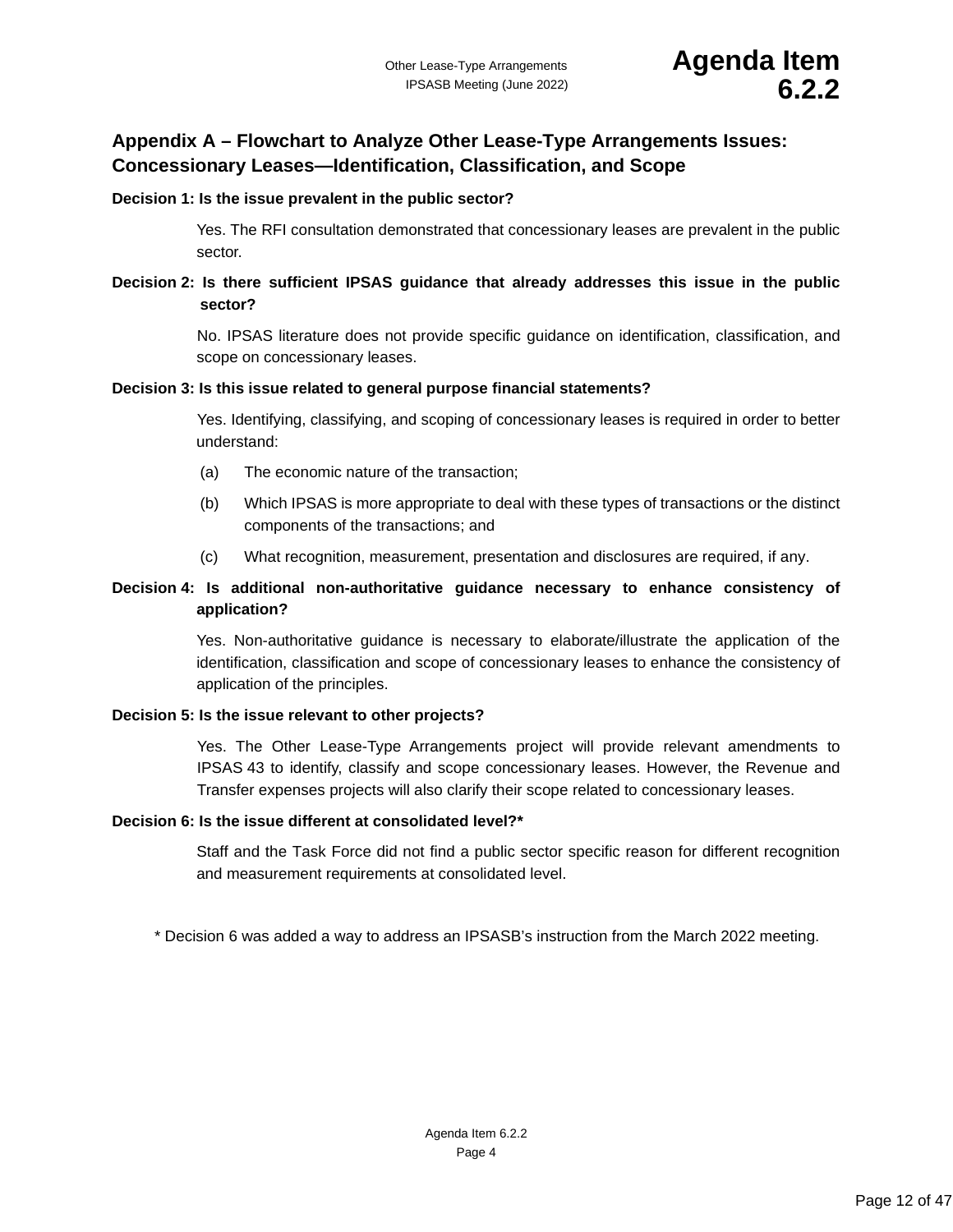## Appendix A – Flowchart to Analyze Other Lease-Type Arrangements Issues: Concessionary Leases—Identification, Classification, and Scope

**Decision 1: Is the issue prevalent in the public sector?**

Yes. The RFI consultation demonstrated that concessionary leases are prevalent in the public sector.

**Decision 2: Is there sufficient IPSAS guidance that already addresses this issue in the public sector?**

No. IPSAS literature does not provide specific guidance on identification, classification, and scope on concessionary leases.

**Decision 3: Is this issue related to general purpose financial statements?**

Yes. Identifying, classifying, and scoping of concessionary leases is required in order to better understand:

(a) The economic nature of the transaction;

(b) Which IPSAS is more appropriate to deal with these types of transactions or the distinct components of the transactions; and

(c) What recognition, measurement, presentation and disclosures are required, if any.

**Decision 4: Is additional non-authoritative guidance necessary to enhance consistency of application?**

Yes. Non-authoritative guidance is necessary to elaborate/illustrate the application of the identification, classification and scope of concessionary leases to enhance the consistency of application of the principles.

**Decision 5: Is the issue relevant to other projects?**

Yes. The Other Lease-Type Arrangements project will provide relevant amendments to IPSAS 43 to identify, classify and scope concessionary leases. However, the Revenue and Transfer expenses projects will also clarify their scope related to concessionary leases.

**Decision 6: Is the issue different at consolidated level?***

Staff and the Task Force did not find a public sector specific reason for different recognition and measurement requirements at consolidated level.

* Decision 6 was added a way to address an IPSASB's instruction from the March 2022 meeting.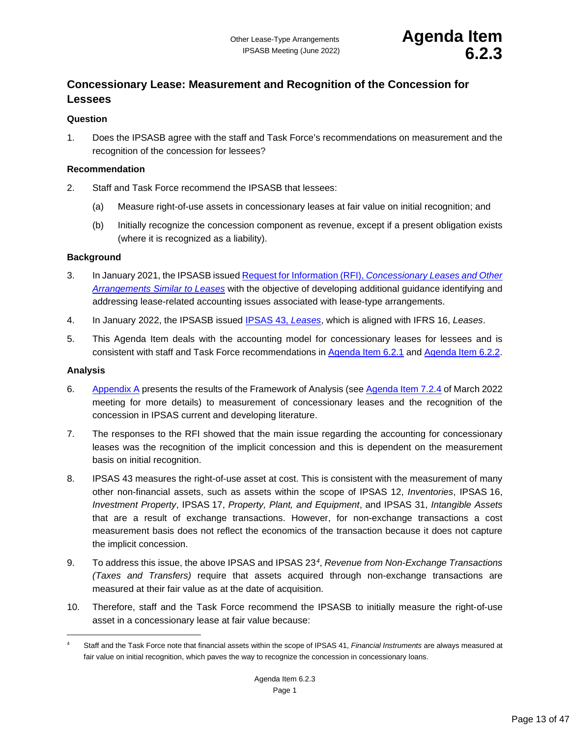# Concessionary Lease: Measurement and Recognition of the Concession for Lessees

## Question

1. Does the IPSASB agree with the staff and Task Force's recommendations on measurement and the recognition of the concession for lessees?

## Recommendation

2. Staff and Task Force recommend the IPSASB that lessees:

   (a) Measure right-of-use assets in concessionary leases at fair value on initial recognition; and

   (b) Initially recognize the concession component as revenue, except if a present obligation exists (where it is recognized as a liability).

## Background

3. In January 2021, the IPSASB issued Request for Information (RFI), *Concessionary Leases and Other Arrangements Similar to Leases* with the objective of developing additional guidance identifying and addressing lease-related accounting issues associated with lease-type arrangements.

4. In January 2022, the IPSASB issued IPSAS 43, *Leases*, which is aligned with IFRS 16, *Leases*.

5. This Agenda Item deals with the accounting model for concessionary leases for lessees and is consistent with staff and Task Force recommendations in Agenda Item 6.2.1 and Agenda Item 6.2.2.

## Analysis

6. Appendix A presents the results of the Framework of Analysis (see Agenda Item 7.2.4 of March 2022 meeting for more details) to measurement of concessionary leases and the recognition of the concession in IPSAS current and developing literature.

7. The responses to the RFI showed that the main issue regarding the accounting for concessionary leases was the recognition of the implicit concession and this is dependent on the measurement basis on initial recognition.

8. IPSAS 43 measures the right-of-use asset at cost. This is consistent with the measurement of many other non-financial assets, such as assets within the scope of IPSAS 12, *Inventories*, IPSAS 16, *Investment Property*, IPSAS 17, *Property, Plant, and Equipment*, and IPSAS 31, *Intangible Assets* that are a result of exchange transactions. However, for non-exchange transactions a cost measurement basis does not reflect the economics of the transaction because it does not capture the implicit concession.

9. To address this issue, the above IPSAS and IPSAS 23[4], *Revenue from Non-Exchange Transactions (Taxes and Transfers)* require that assets acquired through non-exchange transactions are measured at their fair value as at the date of acquisition.

10. Therefore, staff and the Task Force recommend the IPSASB to initially measure the right-of-use asset in a concessionary lease at fair value because:

---

[4] Staff and the Task Force note that financial assets within the scope of IPSAS 41, *Financial Instruments* are always measured at fair value on initial recognition, which paves the way to recognize the concession in concessionary loans.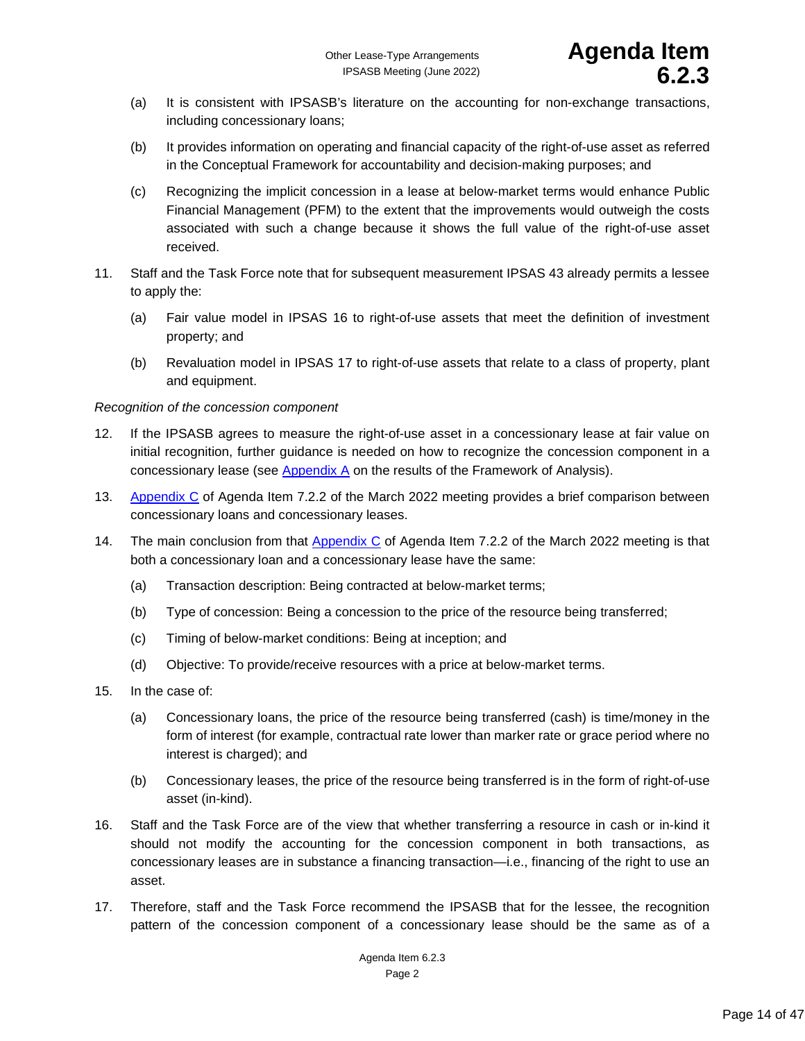(a) It is consistent with IPSASB's literature on the accounting for non-exchange transactions, including concessionary loans;

(b) It provides information on operating and financial capacity of the right-of-use asset as referred in the Conceptual Framework for accountability and decision-making purposes; and

(c) Recognizing the implicit concession in a lease at below-market terms would enhance Public Financial Management (PFM) to the extent that the improvements would outweigh the costs associated with such a change because it shows the full value of the right-of-use asset received.

11. Staff and the Task Force note that for subsequent measurement IPSAS 43 already permits a lessee to apply the:

    (a) Fair value model in IPSAS 16 to right-of-use assets that meet the definition of investment property; and

    (b) Revaluation model in IPSAS 17 to right-of-use assets that relate to a class of property, plant and equipment.

*Recognition of the concession component*

12. If the IPSASB agrees to measure the right-of-use asset in a concessionary lease at fair value on initial recognition, further guidance is needed on how to recognize the concession component in a concessionary lease (see Appendix A on the results of the Framework of Analysis).

13. Appendix C of Agenda Item 7.2.2 of the March 2022 meeting provides a brief comparison between concessionary loans and concessionary leases.

14. The main conclusion from that Appendix C of Agenda Item 7.2.2 of the March 2022 meeting is that both a concessionary loan and a concessionary lease have the same:

    (a) Transaction description: Being contracted at below-market terms;

    (b) Type of concession: Being a concession to the price of the resource being transferred;

    (c) Timing of below-market conditions: Being at inception; and

    (d) Objective: To provide/receive resources with a price at below-market terms.

15. In the case of:

    (a) Concessionary loans, the price of the resource being transferred (cash) is time/money in the form of interest (for example, contractual rate lower than marker rate or grace period where no interest is charged); and

    (b) Concessionary leases, the price of the resource being transferred is in the form of right-of-use asset (in-kind).

16. Staff and the Task Force are of the view that whether transferring a resource in cash or in-kind it should not modify the accounting for the concession component in both transactions, as concessionary leases are in substance a financing transaction—i.e., financing of the right to use an asset.

17. Therefore, staff and the Task Force recommend the IPSASB that for the lessee, the recognition pattern of the concession component of a concessionary lease should be the same as of a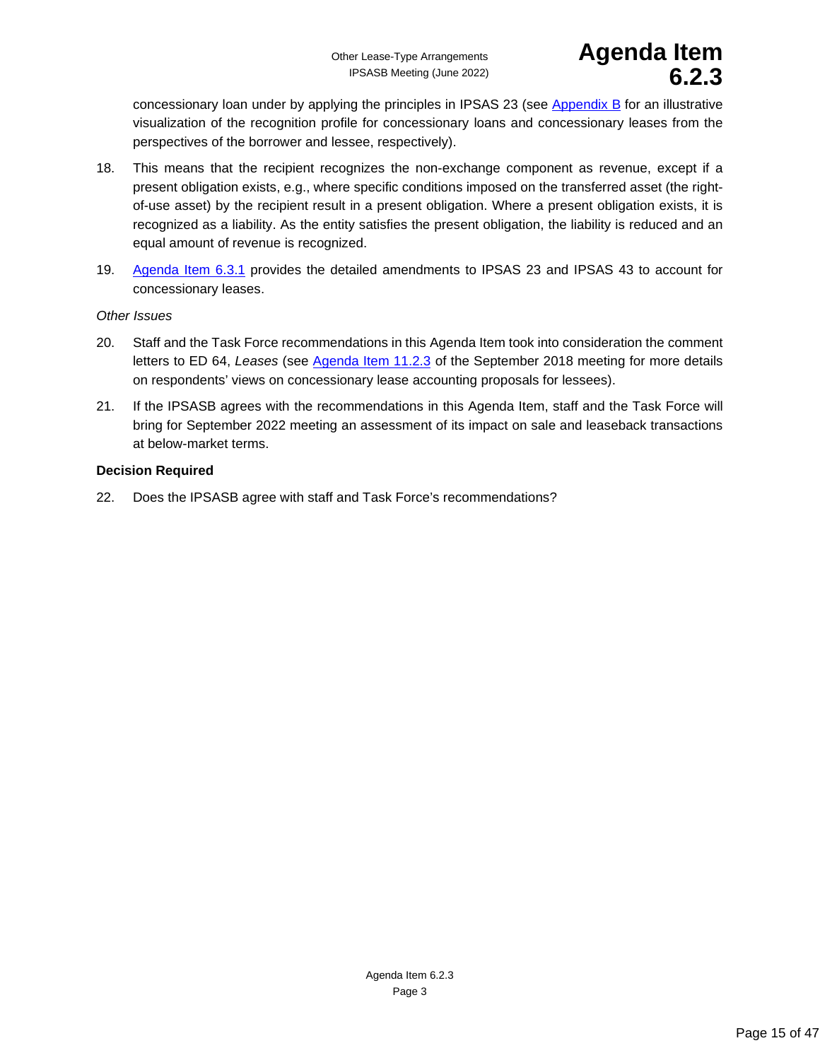concessionary loan under by applying the principles in IPSAS 23 (see Appendix B for an illustrative visualization of the recognition profile for concessionary loans and concessionary leases from the perspectives of the borrower and lessee, respectively).

18. This means that the recipient recognizes the non-exchange component as revenue, except if a present obligation exists, e.g., where specific conditions imposed on the transferred asset (the right-of-use asset) by the recipient result in a present obligation. Where a present obligation exists, it is recognized as a liability. As the entity satisfies the present obligation, the liability is reduced and an equal amount of revenue is recognized.

19. Agenda Item 6.3.1 provides the detailed amendments to IPSAS 23 and IPSAS 43 to account for concessionary leases.

*Other Issues*

20. Staff and the Task Force recommendations in this Agenda Item took into consideration the comment letters to ED 64, *Leases* (see Agenda Item 11.2.3 of the September 2018 meeting for more details on respondents' views on concessionary lease accounting proposals for lessees).

21. If the IPSASB agrees with the recommendations in this Agenda Item, staff and the Task Force will bring for September 2022 meeting an assessment of its impact on sale and leaseback transactions at below-market terms.

**Decision Required**

22. Does the IPSASB agree with staff and Task Force's recommendations?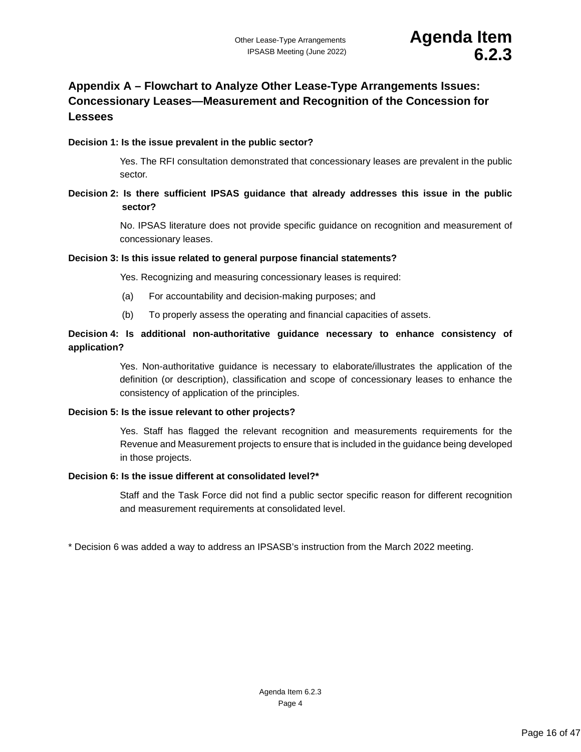## Appendix A – Flowchart to Analyze Other Lease-Type Arrangements Issues: Concessionary Leases—Measurement and Recognition of the Concession for Lessees

**Decision 1: Is the issue prevalent in the public sector?**

Yes. The RFI consultation demonstrated that concessionary leases are prevalent in the public sector.

**Decision 2: Is there sufficient IPSAS guidance that already addresses this issue in the public sector?**

No. IPSAS literature does not provide specific guidance on recognition and measurement of concessionary leases.

**Decision 3: Is this issue related to general purpose financial statements?**

Yes. Recognizing and measuring concessionary leases is required:

(a) For accountability and decision-making purposes; and

(b) To properly assess the operating and financial capacities of assets.

**Decision 4: Is additional non-authoritative guidance necessary to enhance consistency of application?**

Yes. Non-authoritative guidance is necessary to elaborate/illustrates the application of the definition (or description), classification and scope of concessionary leases to enhance the consistency of application of the principles.

**Decision 5: Is the issue relevant to other projects?**

Yes. Staff has flagged the relevant recognition and measurements requirements for the Revenue and Measurement projects to ensure that is included in the guidance being developed in those projects.

**Decision 6: Is the issue different at consolidated level?***

Staff and the Task Force did not find a public sector specific reason for different recognition and measurement requirements at consolidated level.

* Decision 6 was added a way to address an IPSASB's instruction from the March 2022 meeting.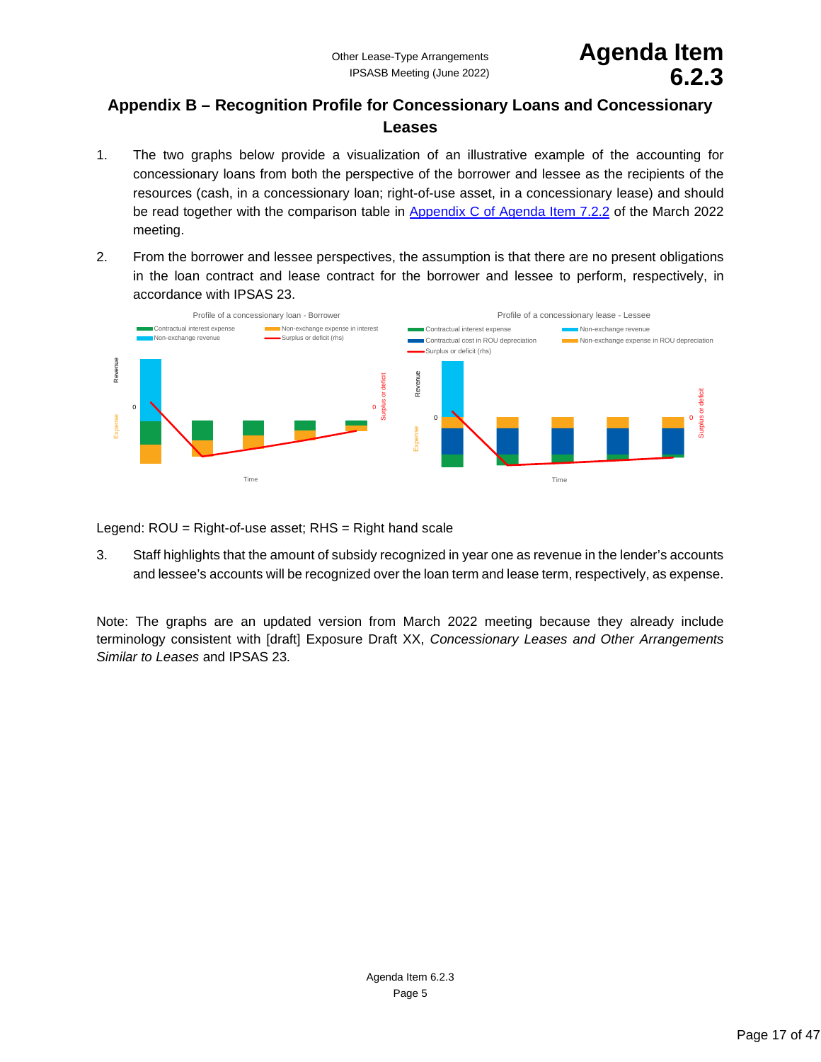## Appendix B – Recognition Profile for Concessionary Loans and Concessionary Leases

1. The two graphs below provide a visualization of an illustrative example of the accounting for concessionary loans from both the perspective of the borrower and lessee as the recipients of the resources (cash, in a concessionary loan; right-of-use asset, in a concessionary lease) and should be read together with the comparison table in [Appendix C of Agenda Item 7.2.2](#) of the March 2022 meeting.

2. From the borrower and lessee perspectives, the assumption is that there are no present obligations in the loan contract and lease contract for the borrower and lessee to perform, respectively, in accordance with IPSAS 23.

Profile of a concessionary loan - Borrower

Contractual interest expense; Non-exchange expense in interest; Non-exchange revenue; Surplus or deficit (rhs)

Profile of a concessionary lease - Lessee

Contractual interest expense; Non-exchange revenue; Contractual cost in ROU depreciation; Non-exchange expense in ROU depreciation; Surplus or deficit (rhs)

Legend: ROU = Right-of-use asset; RHS = Right hand scale

3. Staff highlights that the amount of subsidy recognized in year one as revenue in the lender's accounts and lessee's accounts will be recognized over the loan term and lease term, respectively, as expense.

Note: The graphs are an updated version from March 2022 meeting because they already include terminology consistent with [draft] Exposure Draft XX, *Concessionary Leases and Other Arrangements Similar to Leases* and IPSAS 23*.*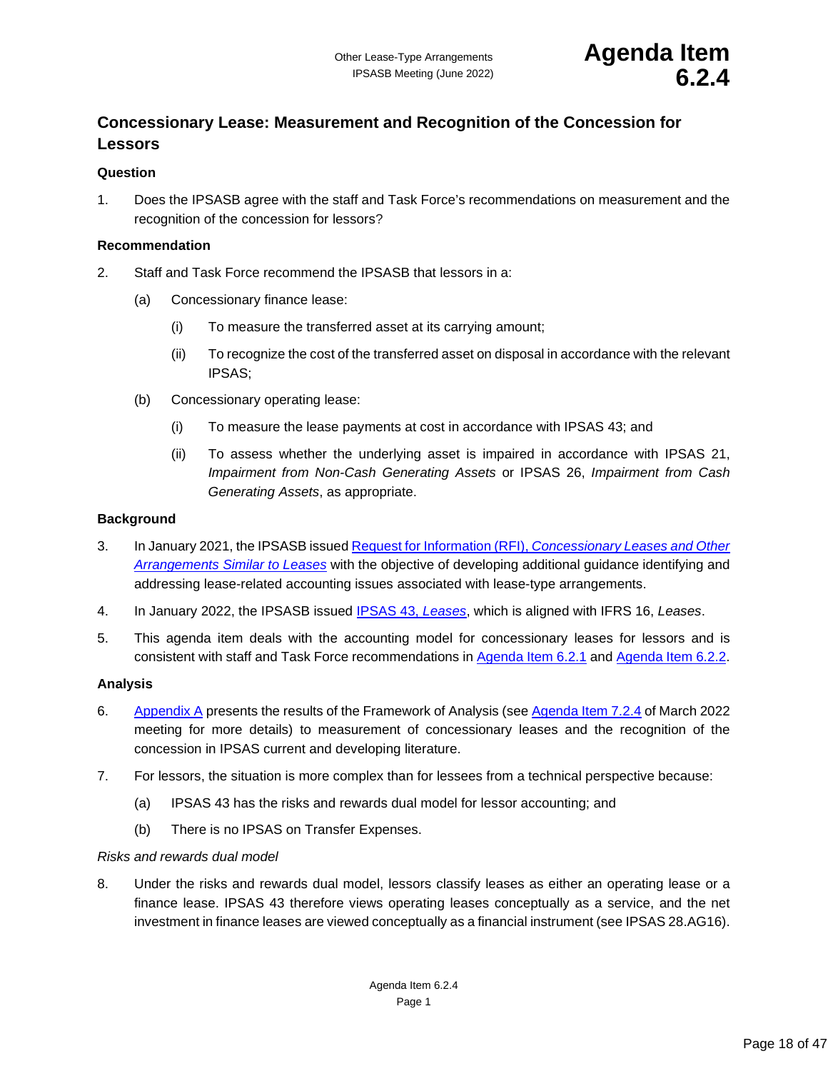# Concessionary Lease: Measurement and Recognition of the Concession for Lessors

### Question

1. Does the IPSASB agree with the staff and Task Force's recommendations on measurement and the recognition of the concession for lessors?

### Recommendation

2. Staff and Task Force recommend the IPSASB that lessors in a:

   (a) Concessionary finance lease:

      (i) To measure the transferred asset at its carrying amount;

      (ii) To recognize the cost of the transferred asset on disposal in accordance with the relevant IPSAS;

   (b) Concessionary operating lease:

      (i) To measure the lease payments at cost in accordance with IPSAS 43; and

      (ii) To assess whether the underlying asset is impaired in accordance with IPSAS 21, *Impairment from Non-Cash Generating Assets* or IPSAS 26, *Impairment from Cash Generating Assets*, as appropriate.

### Background

3. In January 2021, the IPSASB issued Request for Information (RFI), *Concessionary Leases and Other Arrangements Similar to Leases* with the objective of developing additional guidance identifying and addressing lease-related accounting issues associated with lease-type arrangements.

4. In January 2022, the IPSASB issued IPSAS 43, *Leases*, which is aligned with IFRS 16, *Leases*.

5. This agenda item deals with the accounting model for concessionary leases for lessors and is consistent with staff and Task Force recommendations in Agenda Item 6.2.1 and Agenda Item 6.2.2.

### Analysis

6. Appendix A presents the results of the Framework of Analysis (see Agenda Item 7.2.4 of March 2022 meeting for more details) to measurement of concessionary leases and the recognition of the concession in IPSAS current and developing literature.

7. For lessors, the situation is more complex than for lessees from a technical perspective because:

   (a) IPSAS 43 has the risks and rewards dual model for lessor accounting; and

   (b) There is no IPSAS on Transfer Expenses.

*Risks and rewards dual model*

8. Under the risks and rewards dual model, lessors classify leases as either an operating lease or a finance lease. IPSAS 43 therefore views operating leases conceptually as a service, and the net investment in finance leases are viewed conceptually as a financial instrument (see IPSAS 28.AG16).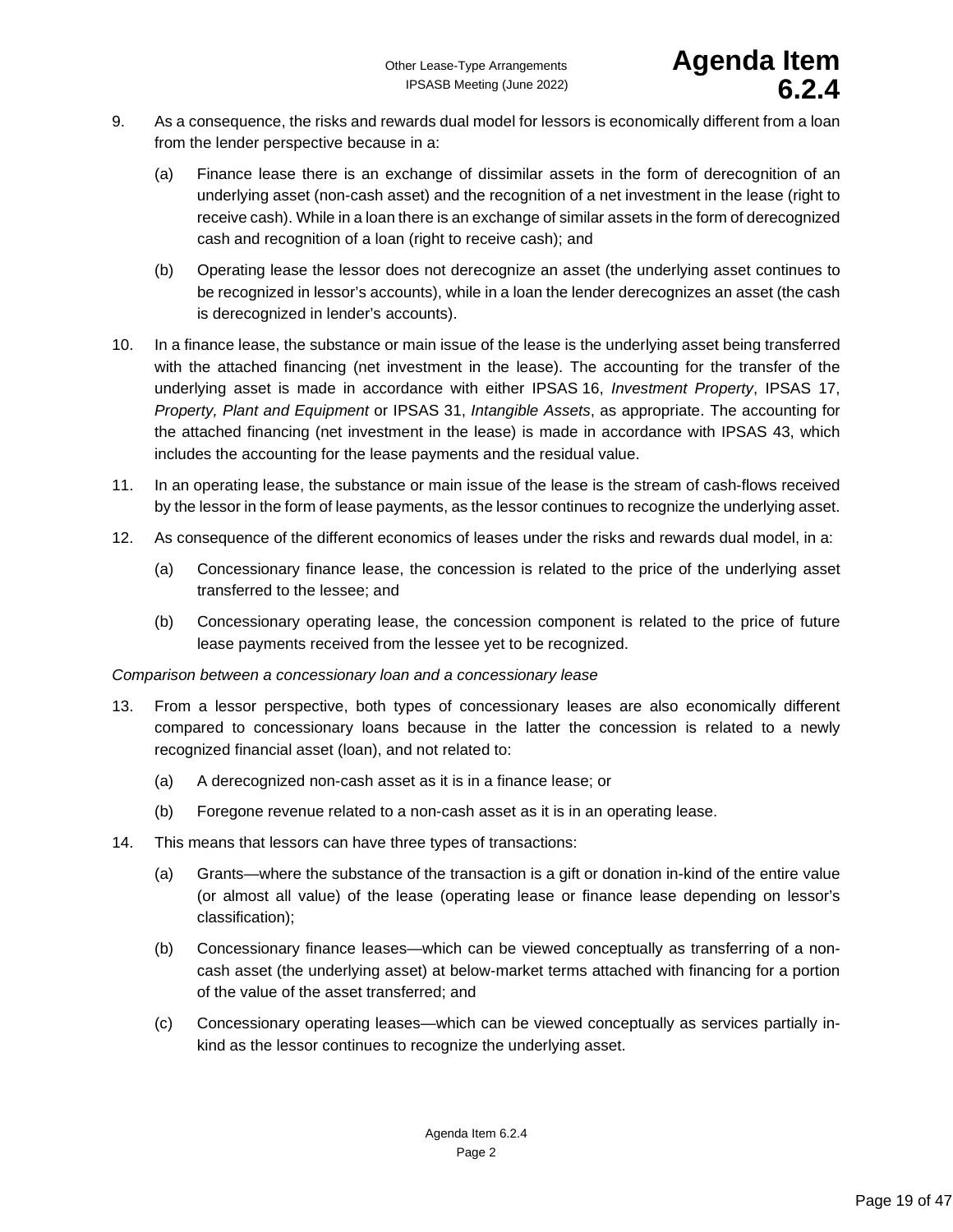9. As a consequence, the risks and rewards dual model for lessors is economically different from a loan from the lender perspective because in a:

   (a) Finance lease there is an exchange of dissimilar assets in the form of derecognition of an underlying asset (non-cash asset) and the recognition of a net investment in the lease (right to receive cash). While in a loan there is an exchange of similar assets in the form of derecognized cash and recognition of a loan (right to receive cash); and

   (b) Operating lease the lessor does not derecognize an asset (the underlying asset continues to be recognized in lessor's accounts), while in a loan the lender derecognizes an asset (the cash is derecognized in lender's accounts).

10. In a finance lease, the substance or main issue of the lease is the underlying asset being transferred with the attached financing (net investment in the lease). The accounting for the transfer of the underlying asset is made in accordance with either IPSAS 16, *Investment Property*, IPSAS 17, *Property, Plant and Equipment* or IPSAS 31, *Intangible Assets*, as appropriate. The accounting for the attached financing (net investment in the lease) is made in accordance with IPSAS 43, which includes the accounting for the lease payments and the residual value.

11. In an operating lease, the substance or main issue of the lease is the stream of cash-flows received by the lessor in the form of lease payments, as the lessor continues to recognize the underlying asset.

12. As consequence of the different economics of leases under the risks and rewards dual model, in a:

   (a) Concessionary finance lease, the concession is related to the price of the underlying asset transferred to the lessee; and

   (b) Concessionary operating lease, the concession component is related to the price of future lease payments received from the lessee yet to be recognized.

*Comparison between a concessionary loan and a concessionary lease*

13. From a lessor perspective, both types of concessionary leases are also economically different compared to concessionary loans because in the latter the concession is related to a newly recognized financial asset (loan), and not related to:

   (a) A derecognized non-cash asset as it is in a finance lease; or

   (b) Foregone revenue related to a non-cash asset as it is in an operating lease.

14. This means that lessors can have three types of transactions:

   (a) Grants—where the substance of the transaction is a gift or donation in-kind of the entire value (or almost all value) of the lease (operating lease or finance lease depending on lessor's classification);

   (b) Concessionary finance leases—which can be viewed conceptually as transferring of a non-cash asset (the underlying asset) at below-market terms attached with financing for a portion of the value of the asset transferred; and

   (c) Concessionary operating leases—which can be viewed conceptually as services partially in-kind as the lessor continues to recognize the underlying asset.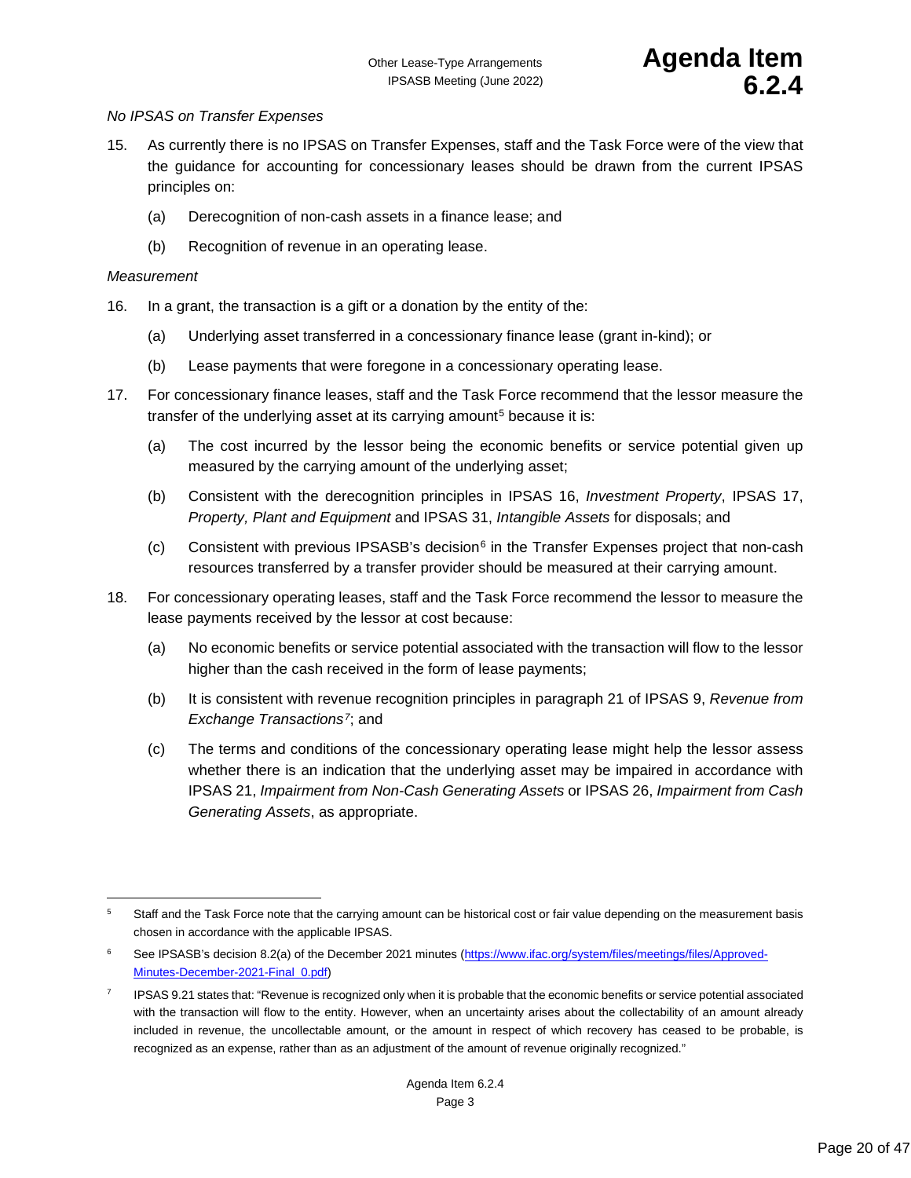*No IPSAS on Transfer Expenses*

15. As currently there is no IPSAS on Transfer Expenses, staff and the Task Force were of the view that the guidance for accounting for concessionary leases should be drawn from the current IPSAS principles on:

    (a) Derecognition of non-cash assets in a finance lease; and

    (b) Recognition of revenue in an operating lease.

*Measurement*

16. In a grant, the transaction is a gift or a donation by the entity of the:

    (a) Underlying asset transferred in a concessionary finance lease (grant in-kind); or

    (b) Lease payments that were foregone in a concessionary operating lease.

17. For concessionary finance leases, staff and the Task Force recommend that the lessor measure the transfer of the underlying asset at its carrying amount[5] because it is:

    (a) The cost incurred by the lessor being the economic benefits or service potential given up measured by the carrying amount of the underlying asset;

    (b) Consistent with the derecognition principles in IPSAS 16, *Investment Property*, IPSAS 17, *Property, Plant and Equipment* and IPSAS 31, *Intangible Assets* for disposals; and

    (c) Consistent with previous IPSASB's decision[6] in the Transfer Expenses project that non-cash resources transferred by a transfer provider should be measured at their carrying amount.

18. For concessionary operating leases, staff and the Task Force recommend the lessor to measure the lease payments received by the lessor at cost because:

    (a) No economic benefits or service potential associated with the transaction will flow to the lessor higher than the cash received in the form of lease payments;

    (b) It is consistent with revenue recognition principles in paragraph 21 of IPSAS 9, *Revenue from Exchange Transactions*[7]; and

    (c) The terms and conditions of the concessionary operating lease might help the lessor assess whether there is an indication that the underlying asset may be impaired in accordance with IPSAS 21, *Impairment from Non-Cash Generating Assets* or IPSAS 26, *Impairment from Cash Generating Assets*, as appropriate.

---

[5] Staff and the Task Force note that the carrying amount can be historical cost or fair value depending on the measurement basis chosen in accordance with the applicable IPSAS.

[6] See IPSASB's decision 8.2(a) of the December 2021 minutes (https://www.ifac.org/system/files/meetings/files/Approved-Minutes-December-2021-Final_0.pdf)

[7] IPSAS 9.21 states that: "Revenue is recognized only when it is probable that the economic benefits or service potential associated with the transaction will flow to the entity. However, when an uncertainty arises about the collectability of an amount already included in revenue, the uncollectable amount, or the amount in respect of which recovery has ceased to be probable, is recognized as an expense, rather than as an adjustment of the amount of revenue originally recognized."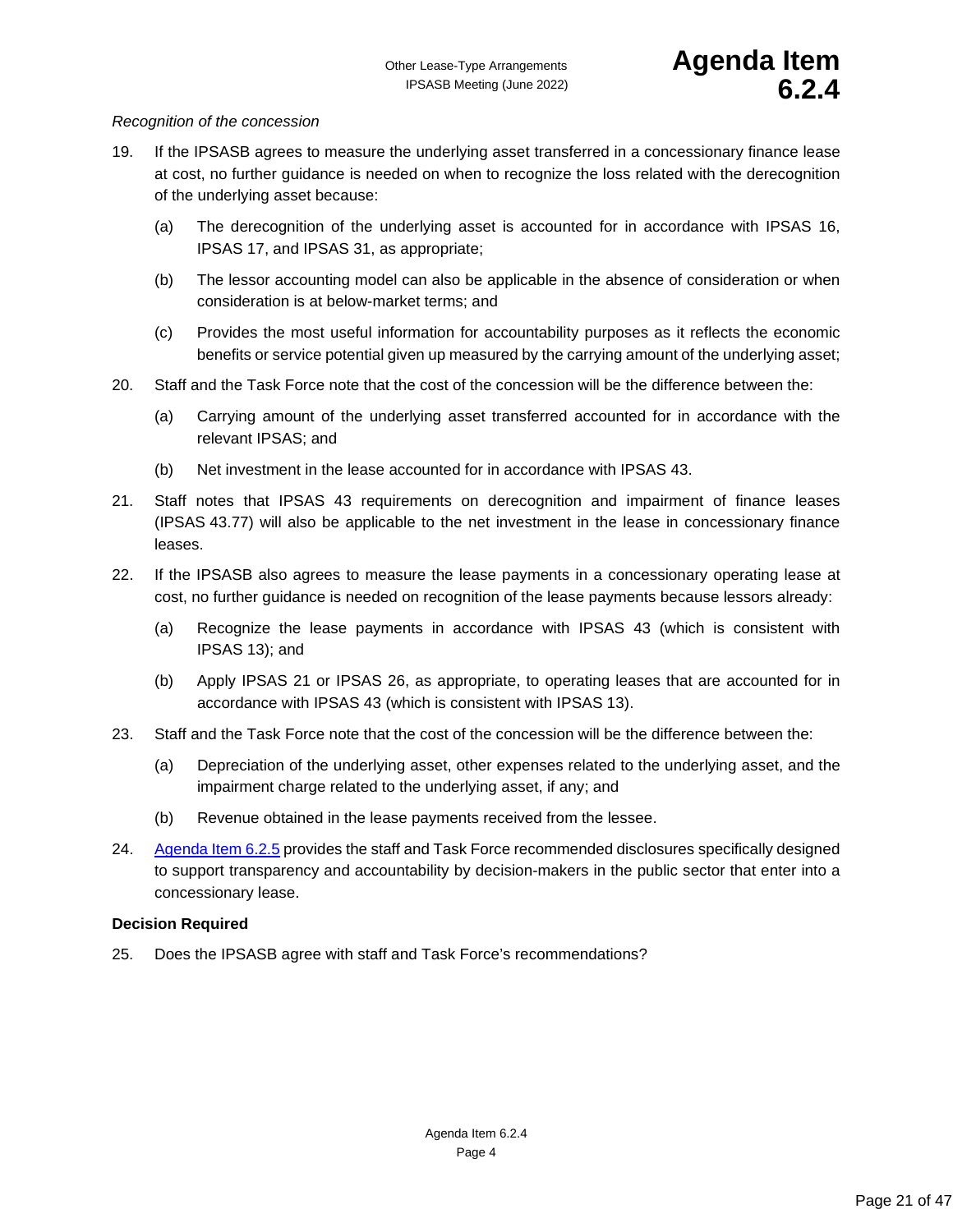*Recognition of the concession*

19. If the IPSASB agrees to measure the underlying asset transferred in a concessionary finance lease at cost, no further guidance is needed on when to recognize the loss related with the derecognition of the underlying asset because:

    (a) The derecognition of the underlying asset is accounted for in accordance with IPSAS 16, IPSAS 17, and IPSAS 31, as appropriate;

    (b) The lessor accounting model can also be applicable in the absence of consideration or when consideration is at below-market terms; and

    (c) Provides the most useful information for accountability purposes as it reflects the economic benefits or service potential given up measured by the carrying amount of the underlying asset;

20. Staff and the Task Force note that the cost of the concession will be the difference between the:

    (a) Carrying amount of the underlying asset transferred accounted for in accordance with the relevant IPSAS; and

    (b) Net investment in the lease accounted for in accordance with IPSAS 43.

21. Staff notes that IPSAS 43 requirements on derecognition and impairment of finance leases (IPSAS 43.77) will also be applicable to the net investment in the lease in concessionary finance leases.

22. If the IPSASB also agrees to measure the lease payments in a concessionary operating lease at cost, no further guidance is needed on recognition of the lease payments because lessors already:

    (a) Recognize the lease payments in accordance with IPSAS 43 (which is consistent with IPSAS 13); and

    (b) Apply IPSAS 21 or IPSAS 26, as appropriate, to operating leases that are accounted for in accordance with IPSAS 43 (which is consistent with IPSAS 13).

23. Staff and the Task Force note that the cost of the concession will be the difference between the:

    (a) Depreciation of the underlying asset, other expenses related to the underlying asset, and the impairment charge related to the underlying asset, if any; and

    (b) Revenue obtained in the lease payments received from the lessee.

24. Agenda Item 6.2.5 provides the staff and Task Force recommended disclosures specifically designed to support transparency and accountability by decision-makers in the public sector that enter into a concessionary lease.

**Decision Required**

25. Does the IPSASB agree with staff and Task Force's recommendations?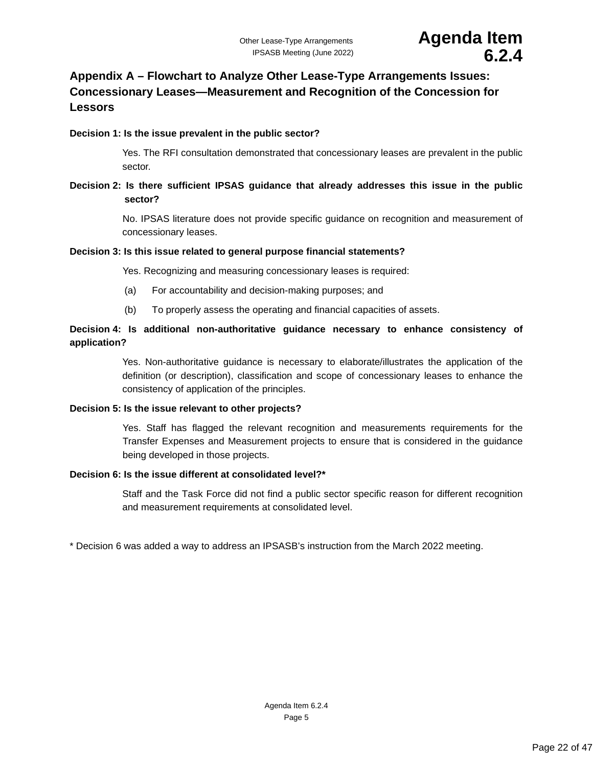## Appendix A – Flowchart to Analyze Other Lease-Type Arrangements Issues: Concessionary Leases—Measurement and Recognition of the Concession for Lessors

**Decision 1: Is the issue prevalent in the public sector?**

Yes. The RFI consultation demonstrated that concessionary leases are prevalent in the public sector.

**Decision 2: Is there sufficient IPSAS guidance that already addresses this issue in the public sector?**

No. IPSAS literature does not provide specific guidance on recognition and measurement of concessionary leases.

**Decision 3: Is this issue related to general purpose financial statements?**

Yes. Recognizing and measuring concessionary leases is required:

(a) For accountability and decision-making purposes; and

(b) To properly assess the operating and financial capacities of assets.

**Decision 4: Is additional non-authoritative guidance necessary to enhance consistency of application?**

Yes. Non-authoritative guidance is necessary to elaborate/illustrates the application of the definition (or description), classification and scope of concessionary leases to enhance the consistency of application of the principles.

**Decision 5: Is the issue relevant to other projects?**

Yes. Staff has flagged the relevant recognition and measurements requirements for the Transfer Expenses and Measurement projects to ensure that is considered in the guidance being developed in those projects.

**Decision 6: Is the issue different at consolidated level?***

Staff and the Task Force did not find a public sector specific reason for different recognition and measurement requirements at consolidated level.

* Decision 6 was added a way to address an IPSASB's instruction from the March 2022 meeting.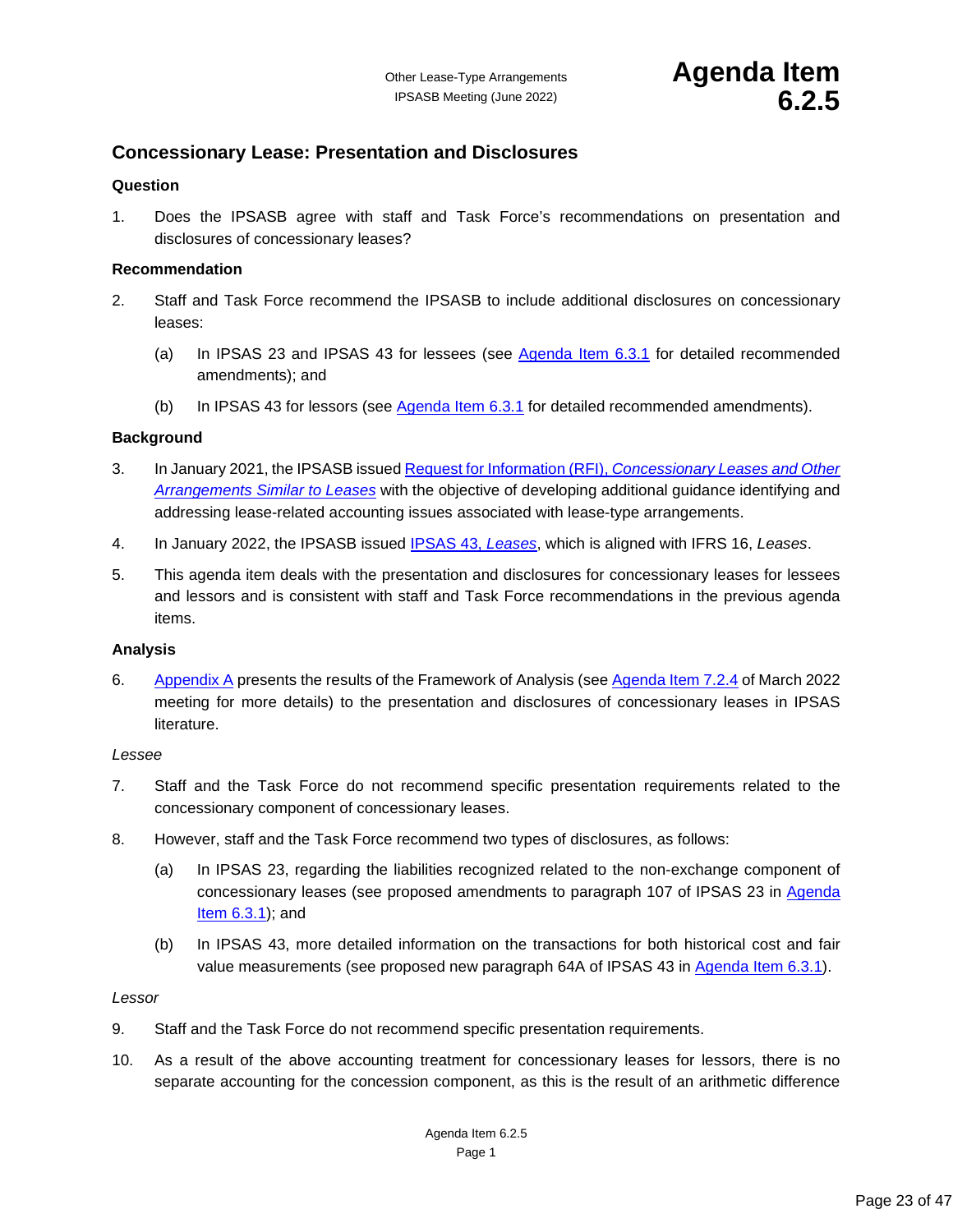# Concessionary Lease: Presentation and Disclosures

### Question

1. Does the IPSASB agree with staff and Task Force's recommendations on presentation and disclosures of concessionary leases?

### Recommendation

2. Staff and Task Force recommend the IPSASB to include additional disclosures on concessionary leases:

   (a) In IPSAS 23 and IPSAS 43 for lessees (see Agenda Item 6.3.1 for detailed recommended amendments); and

   (b) In IPSAS 43 for lessors (see Agenda Item 6.3.1 for detailed recommended amendments).

### Background

3. In January 2021, the IPSASB issued Request for Information (RFI), *Concessionary Leases and Other Arrangements Similar to Leases* with the objective of developing additional guidance identifying and addressing lease-related accounting issues associated with lease-type arrangements.

4. In January 2022, the IPSASB issued IPSAS 43, *Leases*, which is aligned with IFRS 16, *Leases*.

5. This agenda item deals with the presentation and disclosures for concessionary leases for lessees and lessors and is consistent with staff and Task Force recommendations in the previous agenda items.

### Analysis

6. Appendix A presents the results of the Framework of Analysis (see Agenda Item 7.2.4 of March 2022 meeting for more details) to the presentation and disclosures of concessionary leases in IPSAS literature.

*Lessee*

7. Staff and the Task Force do not recommend specific presentation requirements related to the concessionary component of concessionary leases.

8. However, staff and the Task Force recommend two types of disclosures, as follows:

   (a) In IPSAS 23, regarding the liabilities recognized related to the non-exchange component of concessionary leases (see proposed amendments to paragraph 107 of IPSAS 23 in Agenda Item 6.3.1); and

   (b) In IPSAS 43, more detailed information on the transactions for both historical cost and fair value measurements (see proposed new paragraph 64A of IPSAS 43 in Agenda Item 6.3.1).

*Lessor*

9. Staff and the Task Force do not recommend specific presentation requirements.

10. As a result of the above accounting treatment for concessionary leases for lessors, there is no separate accounting for the concession component, as this is the result of an arithmetic difference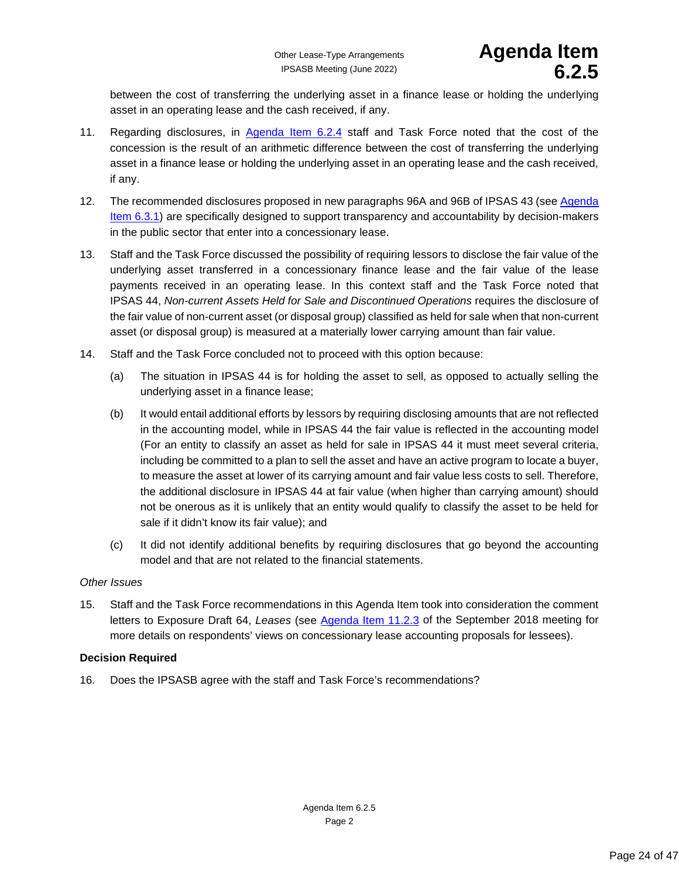between the cost of transferring the underlying asset in a finance lease or holding the underlying asset in an operating lease and the cash received, if any.

11. Regarding disclosures, in Agenda Item 6.2.4 staff and Task Force noted that the cost of the concession is the result of an arithmetic difference between the cost of transferring the underlying asset in a finance lease or holding the underlying asset in an operating lease and the cash received, if any.

12. The recommended disclosures proposed in new paragraphs 96A and 96B of IPSAS 43 (see Agenda Item 6.3.1) are specifically designed to support transparency and accountability by decision-makers in the public sector that enter into a concessionary lease.

13. Staff and the Task Force discussed the possibility of requiring lessors to disclose the fair value of the underlying asset transferred in a concessionary finance lease and the fair value of the lease payments received in an operating lease. In this context staff and the Task Force noted that IPSAS 44, *Non-current Assets Held for Sale and Discontinued Operations* requires the disclosure of the fair value of non-current asset (or disposal group) classified as held for sale when that non-current asset (or disposal group) is measured at a materially lower carrying amount than fair value.

14. Staff and the Task Force concluded not to proceed with this option because:

    (a) The situation in IPSAS 44 is for holding the asset to sell, as opposed to actually selling the underlying asset in a finance lease;

    (b) It would entail additional efforts by lessors by requiring disclosing amounts that are not reflected in the accounting model, while in IPSAS 44 the fair value is reflected in the accounting model (For an entity to classify an asset as held for sale in IPSAS 44 it must meet several criteria, including be committed to a plan to sell the asset and have an active program to locate a buyer, to measure the asset at lower of its carrying amount and fair value less costs to sell. Therefore, the additional disclosure in IPSAS 44 at fair value (when higher than carrying amount) should not be onerous as it is unlikely that an entity would qualify to classify the asset to be held for sale if it didn't know its fair value); and

    (c) It did not identify additional benefits by requiring disclosures that go beyond the accounting model and that are not related to the financial statements.

*Other Issues*

15. Staff and the Task Force recommendations in this Agenda Item took into consideration the comment letters to Exposure Draft 64, *Leases* (see Agenda Item 11.2.3 of the September 2018 meeting for more details on respondents' views on concessionary lease accounting proposals for lessees).

**Decision Required**

16. Does the IPSASB agree with the staff and Task Force's recommendations?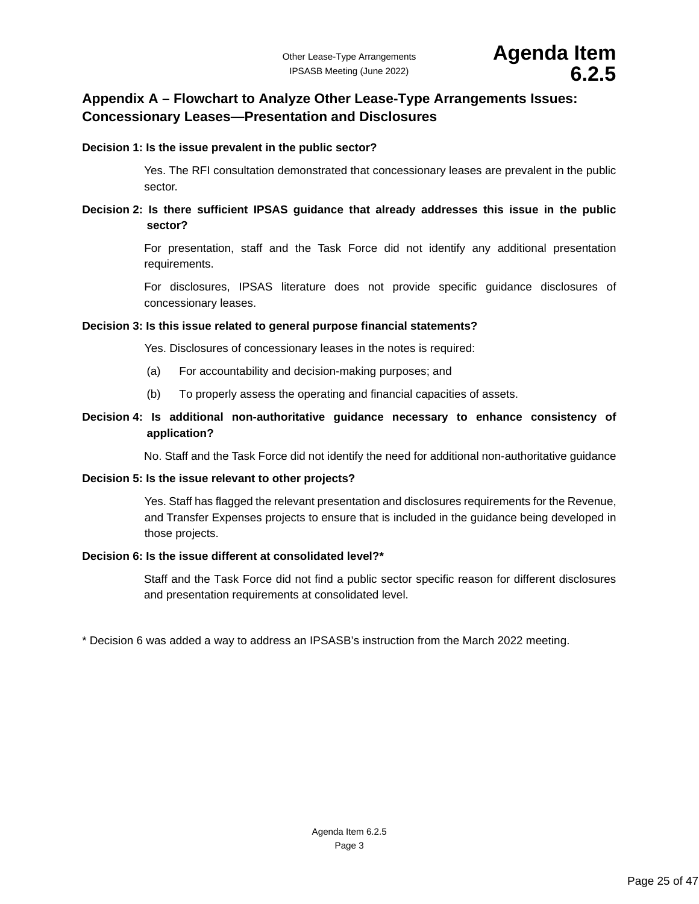## Appendix A – Flowchart to Analyze Other Lease-Type Arrangements Issues: Concessionary Leases—Presentation and Disclosures

**Decision 1: Is the issue prevalent in the public sector?**

Yes. The RFI consultation demonstrated that concessionary leases are prevalent in the public sector.

**Decision 2: Is there sufficient IPSAS guidance that already addresses this issue in the public sector?**

For presentation, staff and the Task Force did not identify any additional presentation requirements.

For disclosures, IPSAS literature does not provide specific guidance disclosures of concessionary leases.

**Decision 3: Is this issue related to general purpose financial statements?**

Yes. Disclosures of concessionary leases in the notes is required:

(a) For accountability and decision-making purposes; and

(b) To properly assess the operating and financial capacities of assets.

**Decision 4: Is additional non-authoritative guidance necessary to enhance consistency of application?**

No. Staff and the Task Force did not identify the need for additional non-authoritative guidance

**Decision 5: Is the issue relevant to other projects?**

Yes. Staff has flagged the relevant presentation and disclosures requirements for the Revenue, and Transfer Expenses projects to ensure that is included in the guidance being developed in those projects.

**Decision 6: Is the issue different at consolidated level?***

Staff and the Task Force did not find a public sector specific reason for different disclosures and presentation requirements at consolidated level.

* Decision 6 was added a way to address an IPSASB's instruction from the March 2022 meeting.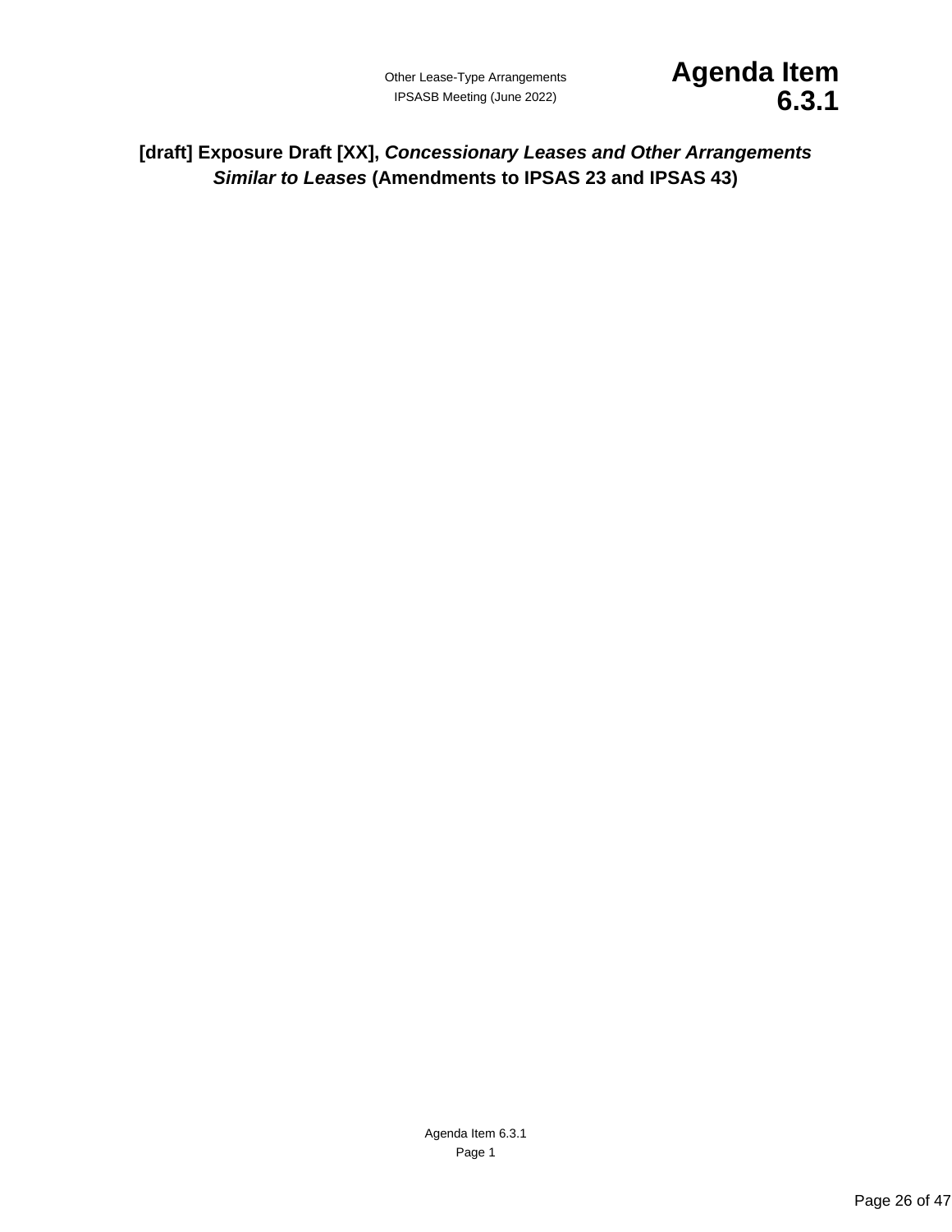# [draft] Exposure Draft [XX], *Concessionary Leases and Other Arrangements Similar to Leases* (Amendments to IPSAS 23 and IPSAS 43)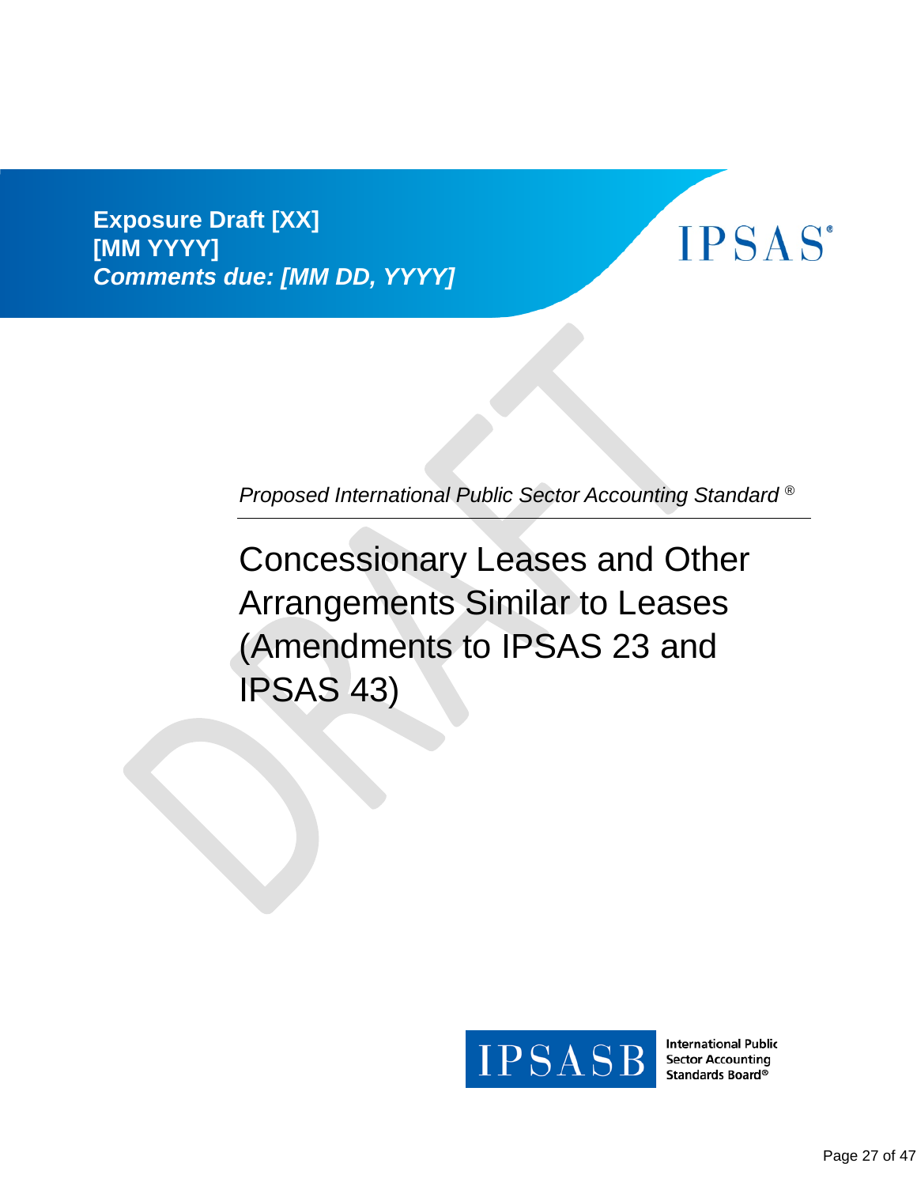**Exposure Draft [XX]**
**[MM YYYY]**
***Comments due: [MM DD, YYYY]***

IPSAS®

*Proposed International Public Sector Accounting Standard ®*

# Concessionary Leases and Other Arrangements Similar to Leases (Amendments to IPSAS 23 and IPSAS 43)

IPSASB International Public Sector Accounting Standards Board®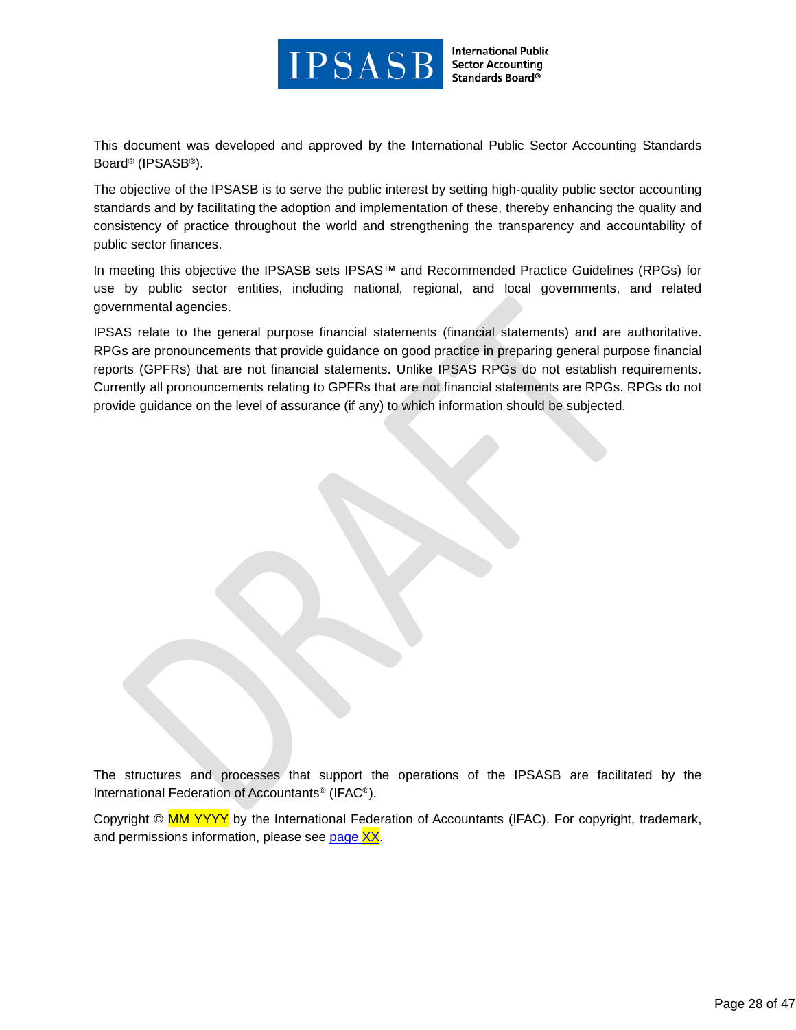This document was developed and approved by the International Public Sector Accounting Standards Board® (IPSASB®).

The objective of the IPSASB is to serve the public interest by setting high-quality public sector accounting standards and by facilitating the adoption and implementation of these, thereby enhancing the quality and consistency of practice throughout the world and strengthening the transparency and accountability of public sector finances.

In meeting this objective the IPSASB sets IPSAS™ and Recommended Practice Guidelines (RPGs) for use by public sector entities, including national, regional, and local governments, and related governmental agencies.

IPSAS relate to the general purpose financial statements (financial statements) and are authoritative. RPGs are pronouncements that provide guidance on good practice in preparing general purpose financial reports (GPFRs) that are not financial statements. Unlike IPSAS RPGs do not establish requirements. Currently all pronouncements relating to GPFRs that are not financial statements are RPGs. RPGs do not provide guidance on the level of assurance (if any) to which information should be subjected.

The structures and processes that support the operations of the IPSASB are facilitated by the International Federation of Accountants® (IFAC®).

Copyright © MM YYYY by the International Federation of Accountants (IFAC). For copyright, trademark, and permissions information, please see page XX.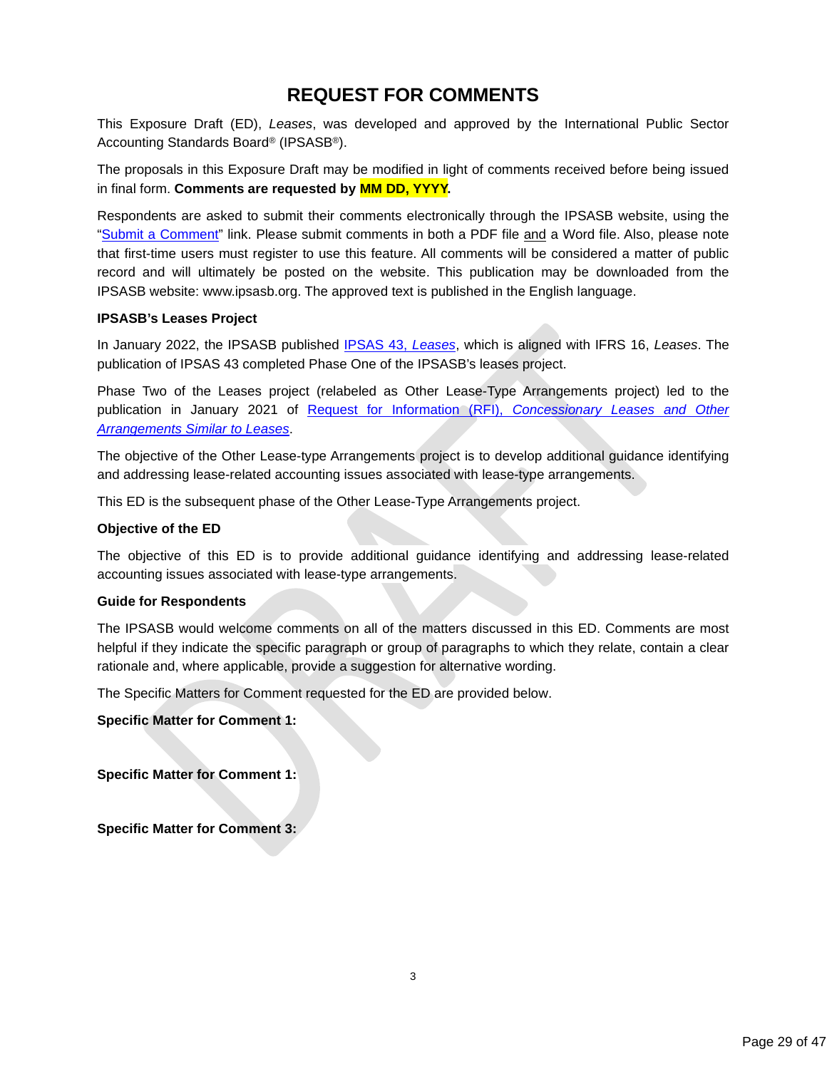# REQUEST FOR COMMENTS

This Exposure Draft (ED), *Leases*, was developed and approved by the International Public Sector Accounting Standards Board® (IPSASB®).

The proposals in this Exposure Draft may be modified in light of comments received before being issued in final form. **Comments are requested by MM DD, YYYY.**

Respondents are asked to submit their comments electronically through the IPSASB website, using the "Submit a Comment" link. Please submit comments in both a PDF file and a Word file. Also, please note that first-time users must register to use this feature. All comments will be considered a matter of public record and will ultimately be posted on the website. This publication may be downloaded from the IPSASB website: www.ipsasb.org. The approved text is published in the English language.

**IPSASB's Leases Project**

In January 2022, the IPSASB published IPSAS 43, *Leases*, which is aligned with IFRS 16, *Leases*. The publication of IPSAS 43 completed Phase One of the IPSASB's leases project.

Phase Two of the Leases project (relabeled as Other Lease-Type Arrangements project) led to the publication in January 2021 of Request for Information (RFI), *Concessionary Leases and Other Arrangements Similar to Leases*.

The objective of the Other Lease-type Arrangements project is to develop additional guidance identifying and addressing lease-related accounting issues associated with lease-type arrangements.

This ED is the subsequent phase of the Other Lease-Type Arrangements project.

**Objective of the ED**

The objective of this ED is to provide additional guidance identifying and addressing lease-related accounting issues associated with lease-type arrangements.

**Guide for Respondents**

The IPSASB would welcome comments on all of the matters discussed in this ED. Comments are most helpful if they indicate the specific paragraph or group of paragraphs to which they relate, contain a clear rationale and, where applicable, provide a suggestion for alternative wording.

The Specific Matters for Comment requested for the ED are provided below.

**Specific Matter for Comment 1:**

**Specific Matter for Comment 1:**

**Specific Matter for Comment 3:**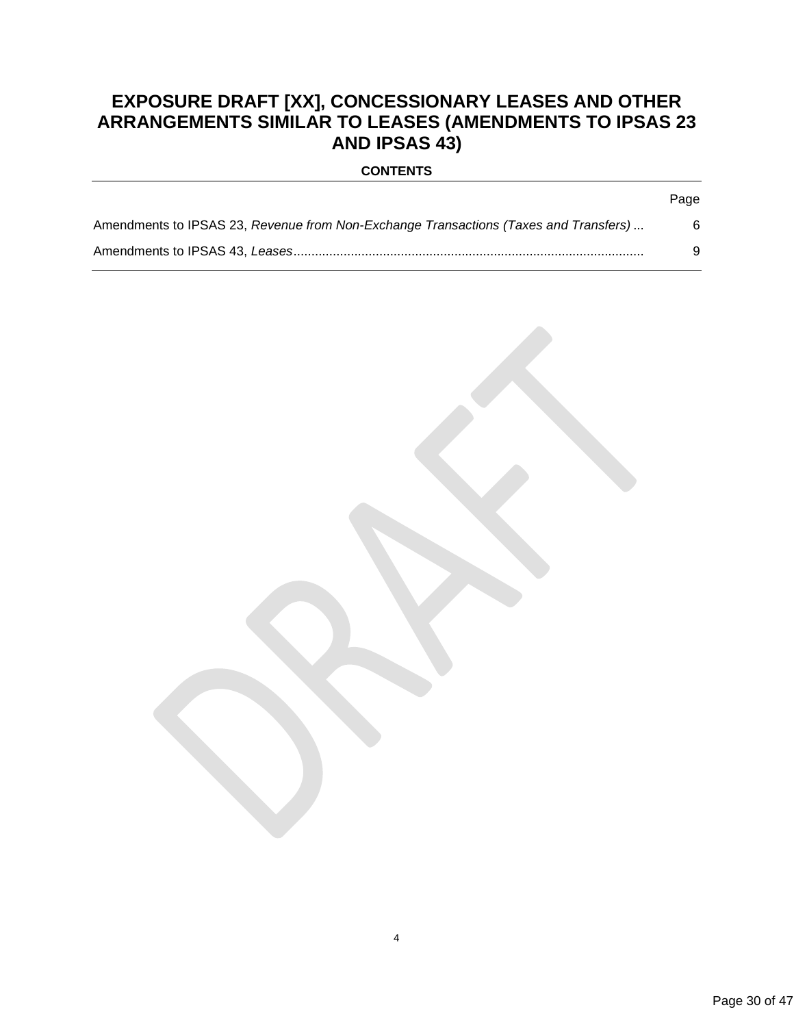# EXPOSURE DRAFT [XX], CONCESSIONARY LEASES AND OTHER ARRANGEMENTS SIMILAR TO LEASES (AMENDMENTS TO IPSAS 23 AND IPSAS 43)

**CONTENTS**

| | Page |
|---|---|
| Amendments to IPSAS 23, *Revenue from Non-Exchange Transactions (Taxes and Transfers)* | 6 |
| Amendments to IPSAS 43, *Leases* | 9 |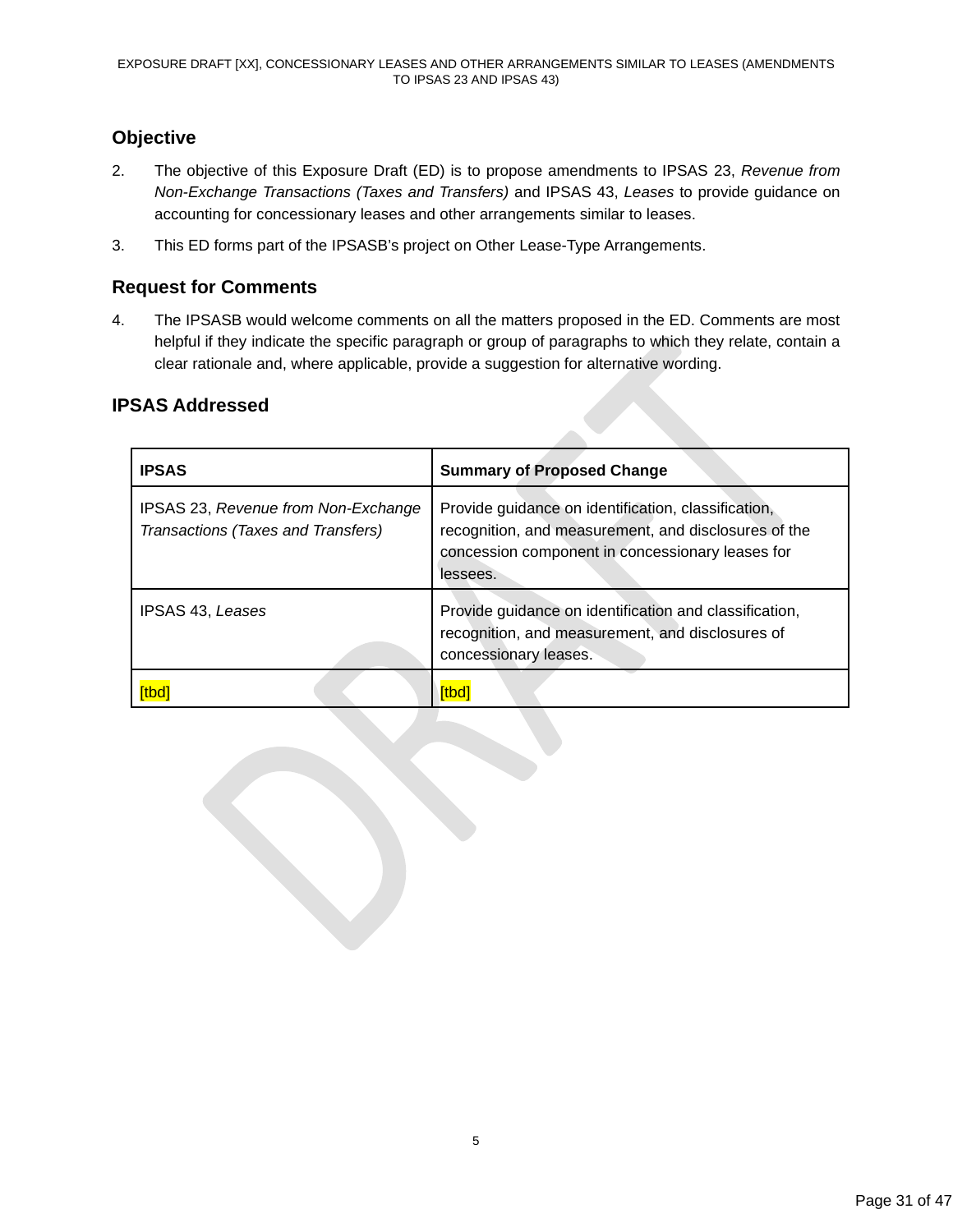## Objective

2. The objective of this Exposure Draft (ED) is to propose amendments to IPSAS 23, *Revenue from Non-Exchange Transactions (Taxes and Transfers)* and IPSAS 43, *Leases* to provide guidance on accounting for concessionary leases and other arrangements similar to leases.

3. This ED forms part of the IPSASB's project on Other Lease-Type Arrangements.

## Request for Comments

4. The IPSASB would welcome comments on all the matters proposed in the ED. Comments are most helpful if they indicate the specific paragraph or group of paragraphs to which they relate, contain a clear rationale and, where applicable, provide a suggestion for alternative wording.

## IPSAS Addressed

| IPSAS | Summary of Proposed Change |
|---|---|
| IPSAS 23, *Revenue from Non-Exchange Transactions (Taxes and Transfers)* | Provide guidance on identification, classification, recognition, and measurement, and disclosures of the concession component in concessionary leases for lessees. |
| IPSAS 43, *Leases* | Provide guidance on identification and classification, recognition, and measurement, and disclosures of concessionary leases. |
| [tbd] | [tbd] |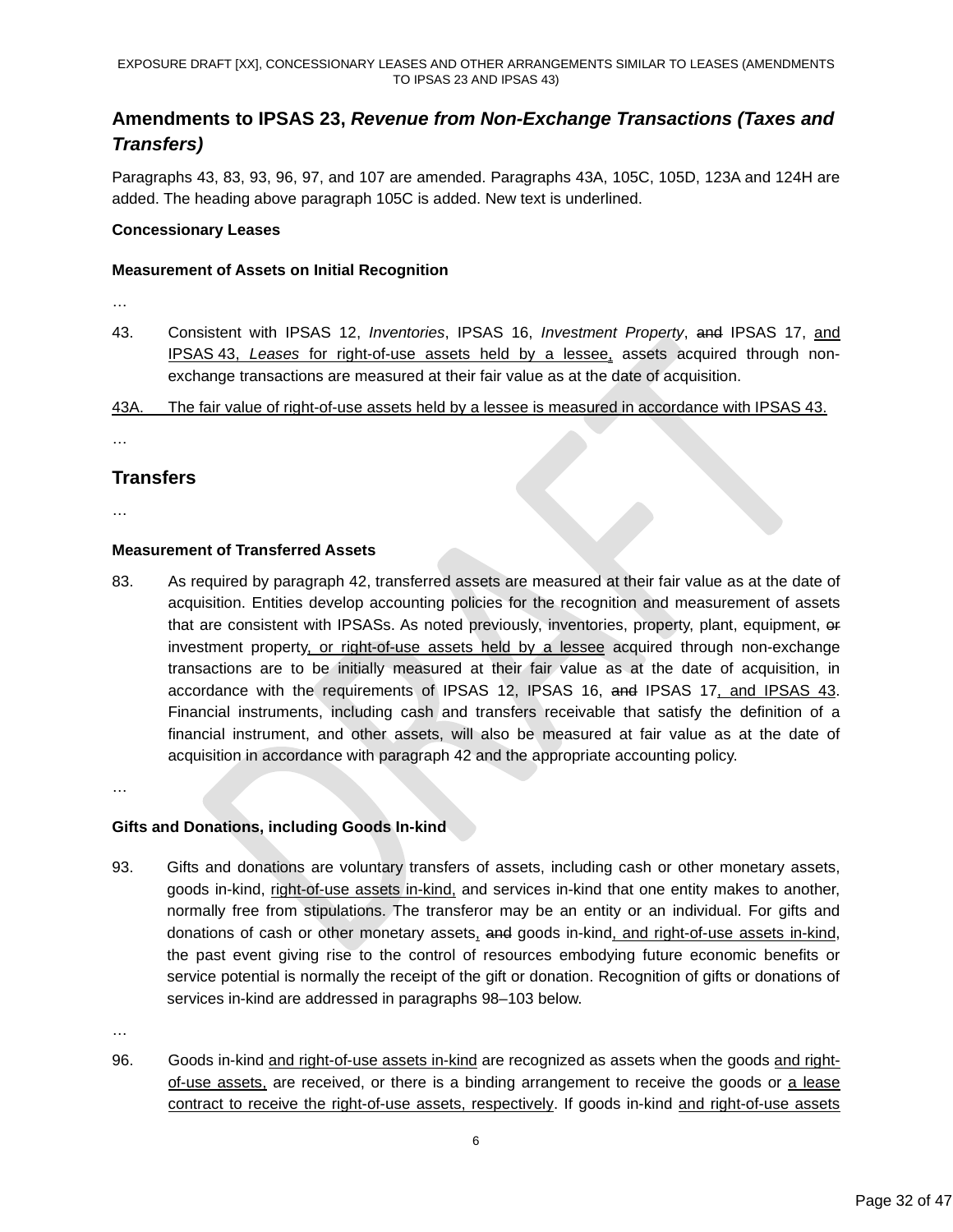## Amendments to IPSAS 23, *Revenue from Non-Exchange Transactions (Taxes and Transfers)*

Paragraphs 43, 83, 93, 96, 97, and 107 are amended. Paragraphs 43A, 105C, 105D, 123A and 124H are added. The heading above paragraph 105C is added. New text is underlined.

**Concessionary Leases**

**Measurement of Assets on Initial Recognition**

…

43. Consistent with IPSAS 12, *Inventories*, IPSAS 16, *Investment Property*, ~~and~~ IPSAS 17, <u>and IPSAS 43, *Leases* for right-of-use assets held by a lessee,</u> assets acquired through non-exchange transactions are measured at their fair value as at the date of acquisition.

<u>43A. The fair value of right-of-use assets held by a lessee is measured in accordance with IPSAS 43.</u>

…

## Transfers

…

**Measurement of Transferred Assets**

83. As required by paragraph 42, transferred assets are measured at their fair value as at the date of acquisition. Entities develop accounting policies for the recognition and measurement of assets that are consistent with IPSASs. As noted previously, inventories, property, plant, equipment, ~~or~~ investment property<u>, or right-of-use assets held by a lessee</u> acquired through non-exchange transactions are to be initially measured at their fair value as at the date of acquisition, in accordance with the requirements of IPSAS 12, IPSAS 16, ~~and~~ IPSAS 17<u>, and IPSAS 43</u>. Financial instruments, including cash and transfers receivable that satisfy the definition of a financial instrument, and other assets, will also be measured at fair value as at the date of acquisition in accordance with paragraph 42 and the appropriate accounting policy.

…

**Gifts and Donations, including Goods In-kind**

93. Gifts and donations are voluntary transfers of assets, including cash or other monetary assets, goods in-kind, <u>right-of-use assets in-kind,</u> and services in-kind that one entity makes to another, normally free from stipulations. The transferor may be an entity or an individual. For gifts and donations of cash or other monetary assets<u>,</u> ~~and~~ goods in-kind<u>, and right-of-use assets in-kind</u>, the past event giving rise to the control of resources embodying future economic benefits or service potential is normally the receipt of the gift or donation. Recognition of gifts or donations of services in-kind are addressed in paragraphs 98–103 below.

…

96. Goods in-kind <u>and right-of-use assets in-kind</u> are recognized as assets when the goods <u>and right-of-use assets,</u> are received, or there is a binding arrangement to receive the goods or <u>a lease contract to receive the right-of-use assets, respectively</u>. If goods in-kind <u>and right-of-use assets</u>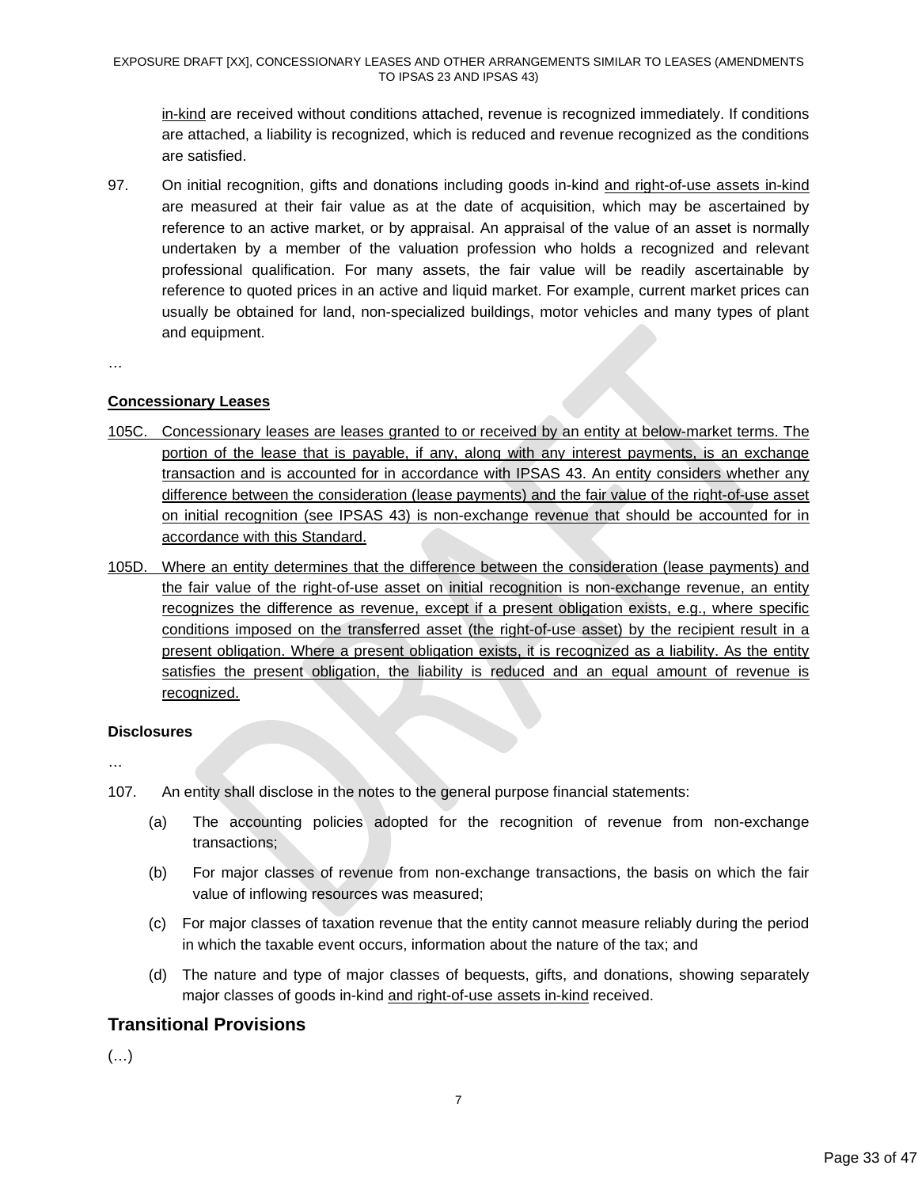in-kind are received without conditions attached, revenue is recognized immediately. If conditions are attached, a liability is recognized, which is reduced and revenue recognized as the conditions are satisfied.

97. On initial recognition, gifts and donations including goods in-kind and right-of-use assets in-kind are measured at their fair value as at the date of acquisition, which may be ascertained by reference to an active market, or by appraisal. An appraisal of the value of an asset is normally undertaken by a member of the valuation profession who holds a recognized and relevant professional qualification. For many assets, the fair value will be readily ascertainable by reference to quoted prices in an active and liquid market. For example, current market prices can usually be obtained for land, non-specialized buildings, motor vehicles and many types of plant and equipment.

…

**Concessionary Leases**

105C. Concessionary leases are leases granted to or received by an entity at below-market terms. The portion of the lease that is payable, if any, along with any interest payments, is an exchange transaction and is accounted for in accordance with IPSAS 43. An entity considers whether any difference between the consideration (lease payments) and the fair value of the right-of-use asset on initial recognition (see IPSAS 43) is non-exchange revenue that should be accounted for in accordance with this Standard.

105D. Where an entity determines that the difference between the consideration (lease payments) and the fair value of the right-of-use asset on initial recognition is non-exchange revenue, an entity recognizes the difference as revenue, except if a present obligation exists, e.g., where specific conditions imposed on the transferred asset (the right-of-use asset) by the recipient result in a present obligation. Where a present obligation exists, it is recognized as a liability. As the entity satisfies the present obligation, the liability is reduced and an equal amount of revenue is recognized.

**Disclosures**

…

107. An entity shall disclose in the notes to the general purpose financial statements:

(a) The accounting policies adopted for the recognition of revenue from non-exchange transactions;

(b) For major classes of revenue from non-exchange transactions, the basis on which the fair value of inflowing resources was measured;

(c) For major classes of taxation revenue that the entity cannot measure reliably during the period in which the taxable event occurs, information about the nature of the tax; and

(d) The nature and type of major classes of bequests, gifts, and donations, showing separately major classes of goods in-kind and right-of-use assets in-kind received.

## Transitional Provisions

(…)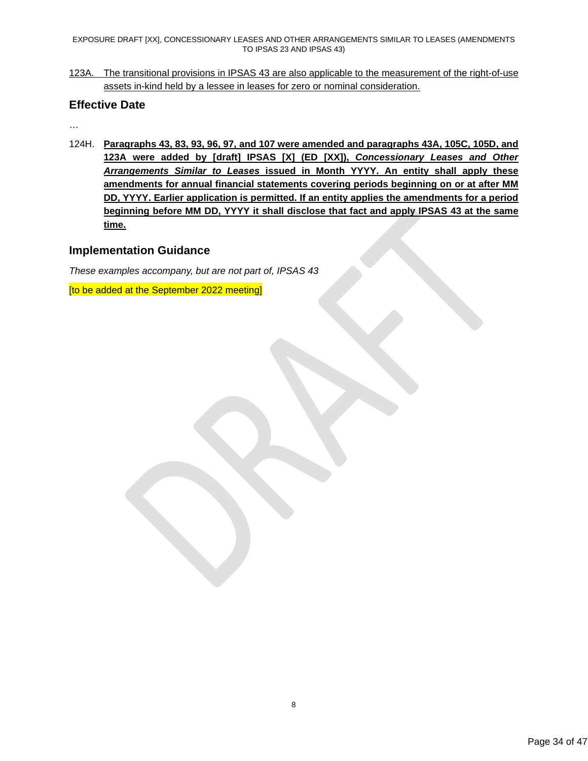123A. The transitional provisions in IPSAS 43 are also applicable to the measurement of the right-of-use assets in-kind held by a lessee in leases for zero or nominal consideration.

## Effective Date

…

124H. **Paragraphs 43, 83, 93, 96, 97, and 107 were amended and paragraphs 43A, 105C, 105D, and 123A were added by [draft] IPSAS [X] (ED [XX]), *Concessionary Leases and Other Arrangements Similar to Leases* issued in Month YYYY. An entity shall apply these amendments for annual financial statements covering periods beginning on or at after MM DD, YYYY. Earlier application is permitted. If an entity applies the amendments for a period beginning before MM DD, YYYY it shall disclose that fact and apply IPSAS 43 at the same time.**

## Implementation Guidance

*These examples accompany, but are not part of, IPSAS 43*

[to be added at the September 2022 meeting]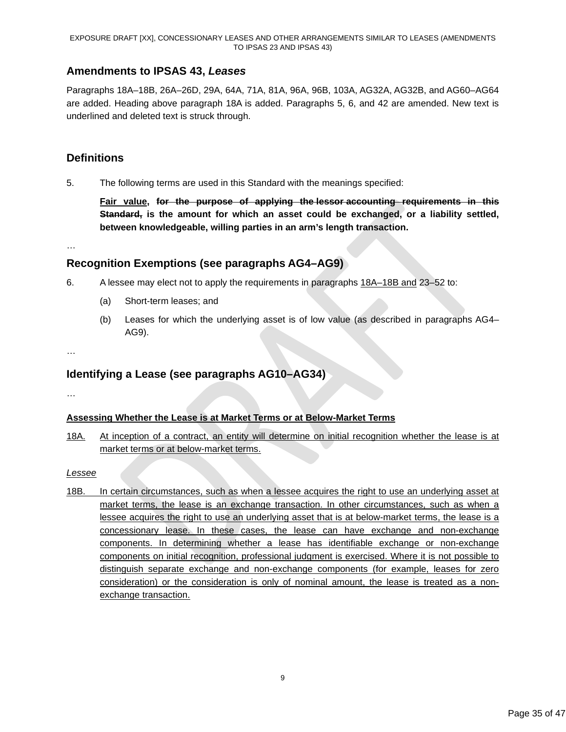## Amendments to IPSAS 43, *Leases*

Paragraphs 18A–18B, 26A–26D, 29A, 64A, 71A, 81A, 96A, 96B, 103A, AG32A, AG32B, and AG60–AG64 are added. Heading above paragraph 18A is added. Paragraphs 5, 6, and 42 are amended. New text is underlined and deleted text is struck through.

### Definitions

5. The following terms are used in this Standard with the meanings specified:

   **<u>Fair value</u>, ~~for the purpose of applying the lessor accounting requirements in this Standard,~~ is the amount for which an asset could be exchanged, or a liability settled, between knowledgeable, willing parties in an arm's length transaction.**

…

### Recognition Exemptions (see paragraphs AG4–AG9)

6. A lessee may elect not to apply the requirements in paragraphs <u>18A–18B and</u> 23–52 to:

   (a) Short-term leases; and

   (b) Leases for which the underlying asset is of low value (as described in paragraphs AG4–AG9).

…

### Identifying a Lease (see paragraphs AG10–AG34)

…

<u>**Assessing Whether the Lease is at Market Terms or at Below-Market Terms**</u>

18A. <u>At inception of a contract, an entity will determine on initial recognition whether the lease is at market terms or at below-market terms.</u>

<u>*Lessee*</u>

18B. <u>In certain circumstances, such as when a lessee acquires the right to use an underlying asset at market terms, the lease is an exchange transaction. In other circumstances, such as when a lessee acquires the right to use an underlying asset that is at below-market terms, the lease is a concessionary lease. In these cases, the lease can have exchange and non-exchange components. In determining whether a lease has identifiable exchange or non-exchange components on initial recognition, professional judgment is exercised. Where it is not possible to distinguish separate exchange and non-exchange components (for example, leases for zero consideration) or the consideration is only of nominal amount, the lease is treated as a non-exchange transaction.</u>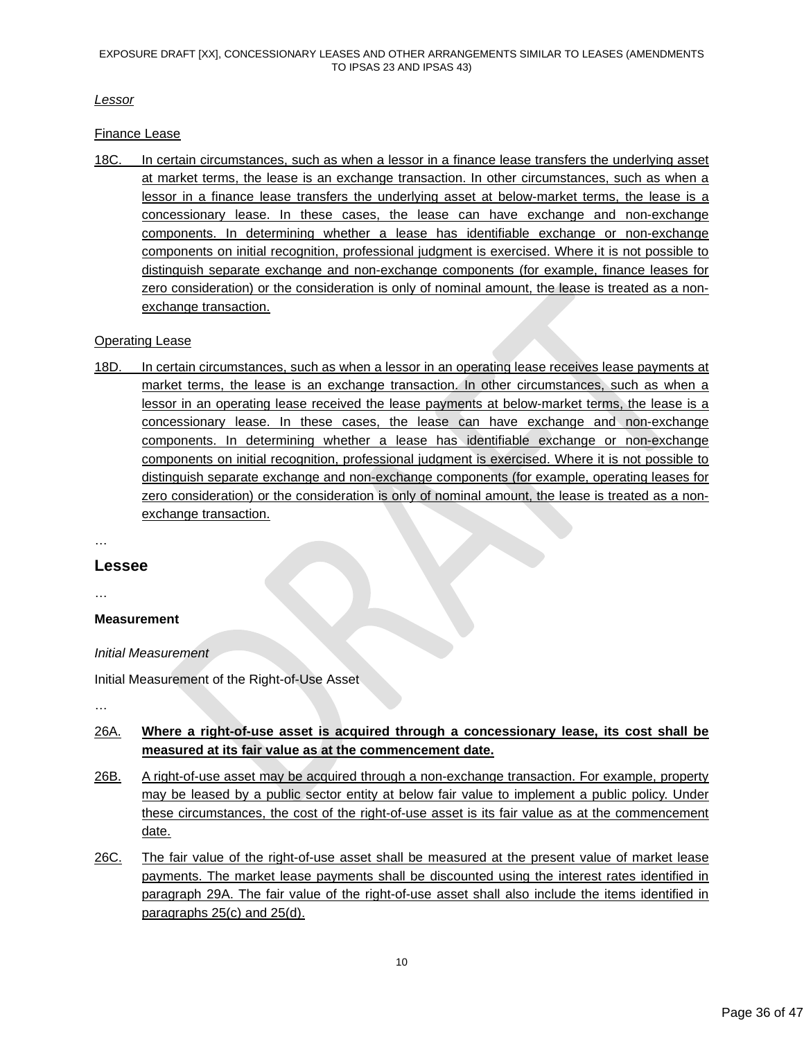*Lessor*

Finance Lease

18C. In certain circumstances, such as when a lessor in a finance lease transfers the underlying asset at market terms, the lease is an exchange transaction. In other circumstances, such as when a lessor in a finance lease transfers the underlying asset at below-market terms, the lease is a concessionary lease. In these cases, the lease can have exchange and non-exchange components. In determining whether a lease has identifiable exchange or non-exchange components on initial recognition, professional judgment is exercised. Where it is not possible to distinguish separate exchange and non-exchange components (for example, finance leases for zero consideration) or the consideration is only of nominal amount, the lease is treated as a non-exchange transaction.

Operating Lease

18D. In certain circumstances, such as when a lessor in an operating lease receives lease payments at market terms, the lease is an exchange transaction. In other circumstances, such as when a lessor in an operating lease received the lease payments at below-market terms, the lease is a concessionary lease. In these cases, the lease can have exchange and non-exchange components. In determining whether a lease has identifiable exchange or non-exchange components on initial recognition, professional judgment is exercised. Where it is not possible to distinguish separate exchange and non-exchange components (for example, operating leases for zero consideration) or the consideration is only of nominal amount, the lease is treated as a non-exchange transaction.

…

## Lessee

…

**Measurement**

*Initial Measurement*

Initial Measurement of the Right-of-Use Asset

…

26A. **Where a right-of-use asset is acquired through a concessionary lease, its cost shall be measured at its fair value as at the commencement date.**

26B. A right-of-use asset may be acquired through a non-exchange transaction. For example, property may be leased by a public sector entity at below fair value to implement a public policy. Under these circumstances, the cost of the right-of-use asset is its fair value as at the commencement date.

26C. The fair value of the right-of-use asset shall be measured at the present value of market lease payments. The market lease payments shall be discounted using the interest rates identified in paragraph 29A. The fair value of the right-of-use asset shall also include the items identified in paragraphs 25(c) and 25(d).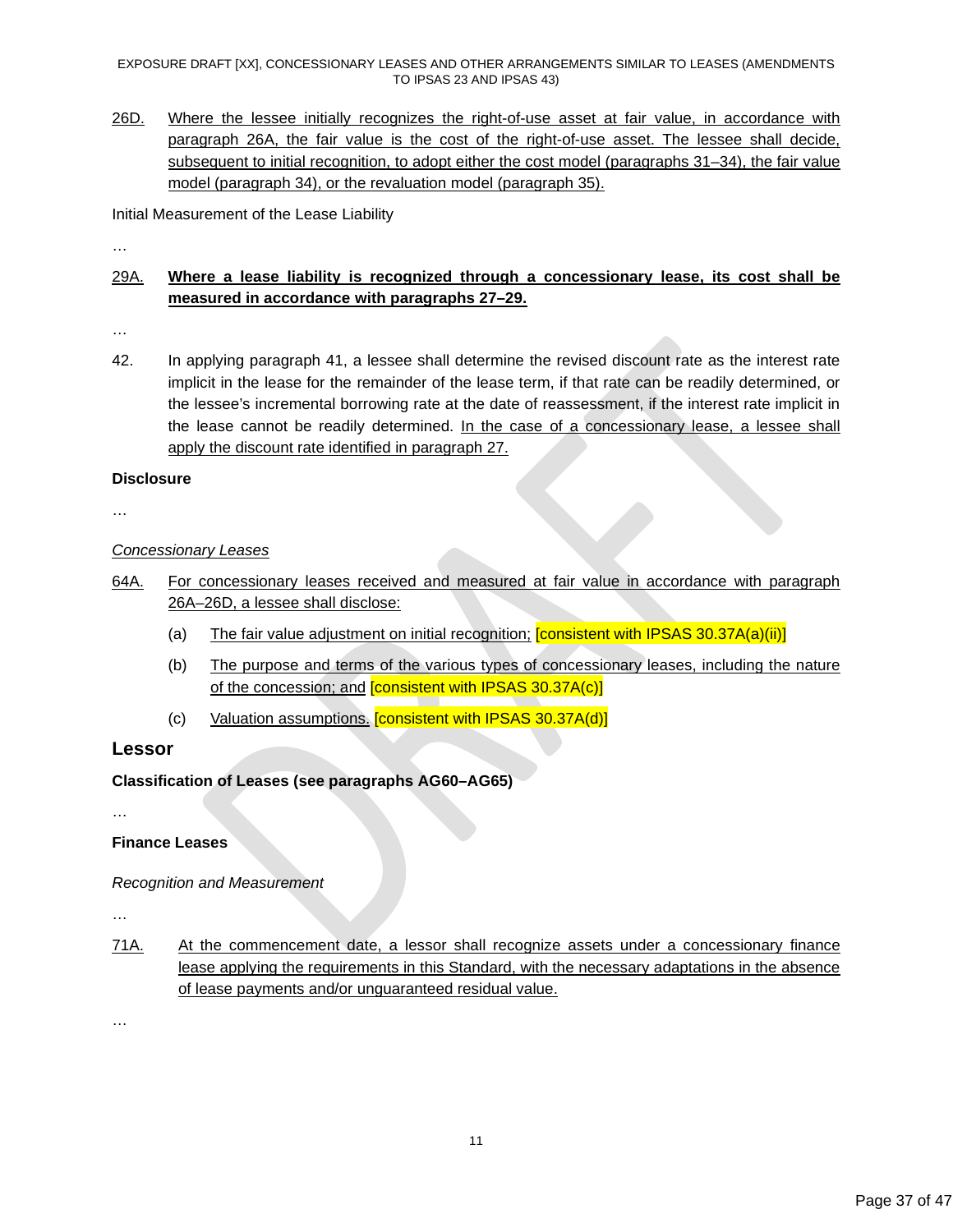26D. Where the lessee initially recognizes the right-of-use asset at fair value, in accordance with paragraph 26A, the fair value is the cost of the right-of-use asset. The lessee shall decide, subsequent to initial recognition, to adopt either the cost model (paragraphs 31–34), the fair value model (paragraph 34), or the revaluation model (paragraph 35).

Initial Measurement of the Lease Liability

…

29A. **Where a lease liability is recognized through a concessionary lease, its cost shall be measured in accordance with paragraphs 27–29.**

…

42. In applying paragraph 41, a lessee shall determine the revised discount rate as the interest rate implicit in the lease for the remainder of the lease term, if that rate can be readily determined, or the lessee's incremental borrowing rate at the date of reassessment, if the interest rate implicit in the lease cannot be readily determined. In the case of a concessionary lease, a lessee shall apply the discount rate identified in paragraph 27.

**Disclosure**

…

*Concessionary Leases*

64A. For concessionary leases received and measured at fair value in accordance with paragraph 26A–26D, a lessee shall disclose:

(a) The fair value adjustment on initial recognition; [consistent with IPSAS 30.37A(a)(ii)]

(b) The purpose and terms of the various types of concessionary leases, including the nature of the concession; and [consistent with IPSAS 30.37A(c)]

(c) Valuation assumptions. [consistent with IPSAS 30.37A(d)]

## Lessor

**Classification of Leases (see paragraphs AG60–AG65)**

…

**Finance Leases**

*Recognition and Measurement*

…

71A. At the commencement date, a lessor shall recognize assets under a concessionary finance lease applying the requirements in this Standard, with the necessary adaptations in the absence of lease payments and/or unguaranteed residual value.

…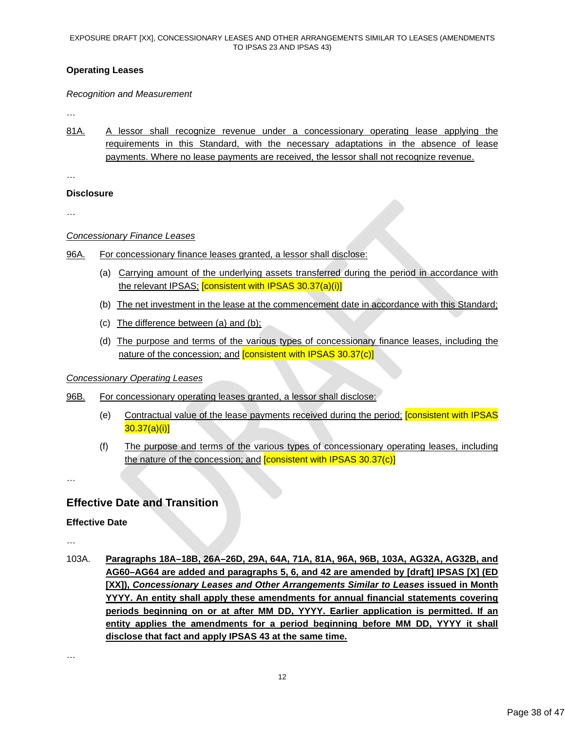### Operating Leases

*Recognition and Measurement*

…

81A. <u>A lessor shall recognize revenue under a concessionary operating lease applying the requirements in this Standard, with the necessary adaptations in the absence of lease payments. Where no lease payments are received, the lessor shall not recognize revenue.</u>

…

### Disclosure

…

*<u>Concessionary Finance Leases</u>*

96A. <u>For concessionary finance leases granted, a lessor shall disclose:</u>

(a) <u>Carrying amount of the underlying assets transferred during the period in accordance with the relevant IPSAS;</u> [consistent with IPSAS 30.37(a)(i)]

(b) <u>The net investment in the lease at the commencement date in accordance with this Standard;</u>

(c) <u>The difference between (a) and (b);</u>

(d) <u>The purpose and terms of the various types of concessionary finance leases, including the nature of the concession; and</u> [consistent with IPSAS 30.37(c)]

*<u>Concessionary Operating Leases</u>*

96B. <u>For concessionary operating leases granted, a lessor shall disclose:</u>

(e) <u>Contractual value of the lease payments received during the period;</u> [consistent with IPSAS 30.37(a)(i)]

(f) <u>The purpose and terms of the various types of concessionary operating leases, including the nature of the concession; and</u> [consistent with IPSAS 30.37(c)]

…

## Effective Date and Transition

### Effective Date

…

103A. <u>**Paragraphs 18A–18B, 26A–26D, 29A, 64A, 71A, 81A, 96A, 96B, 103A, AG32A, AG32B, and AG60–AG64 are added and paragraphs 5, 6, and 42 are amended by [draft] IPSAS [X] (ED [XX]), *Concessionary Leases and Other Arrangements Similar to Leases* issued in Month YYYY. An entity shall apply these amendments for annual financial statements covering periods beginning on or at after MM DD, YYYY. Earlier application is permitted. If an entity applies the amendments for a period beginning before MM DD, YYYY it shall disclose that fact and apply IPSAS 43 at the same time.**</u>

…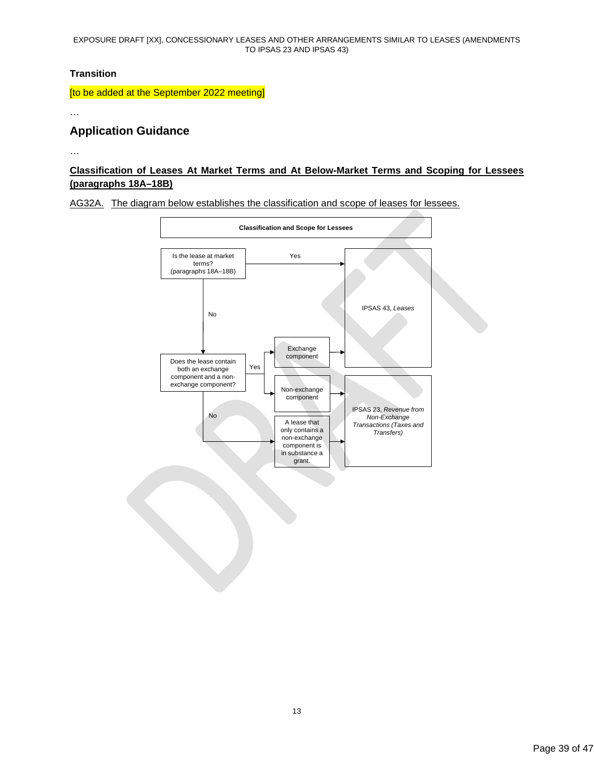**Transition**

[to be added at the September 2022 meeting]

…

## Application Guidance

…

### Classification of Leases At Market Terms and At Below-Market Terms and Scoping for Lessees (paragraphs 18A–18B)

AG32A. The diagram below establishes the classification and scope of leases for lessees.

**Classification and Scope for Lessees**

Is the lease at market terms? (paragraphs 18A–18B)

- Yes → IPSAS 43, *Leases*
- No → Does the lease contain both an exchange component and a non-exchange component?
  - Yes →
    - Exchange component → IPSAS 43, *Leases*
    - Non-exchange component → IPSAS 23, *Revenue from Non-Exchange Transactions (Taxes and Transfers)*
  - No → A lease that only contains a non-exchange component is in substance a grant. → IPSAS 23, *Revenue from Non-Exchange Transactions (Taxes and Transfers)*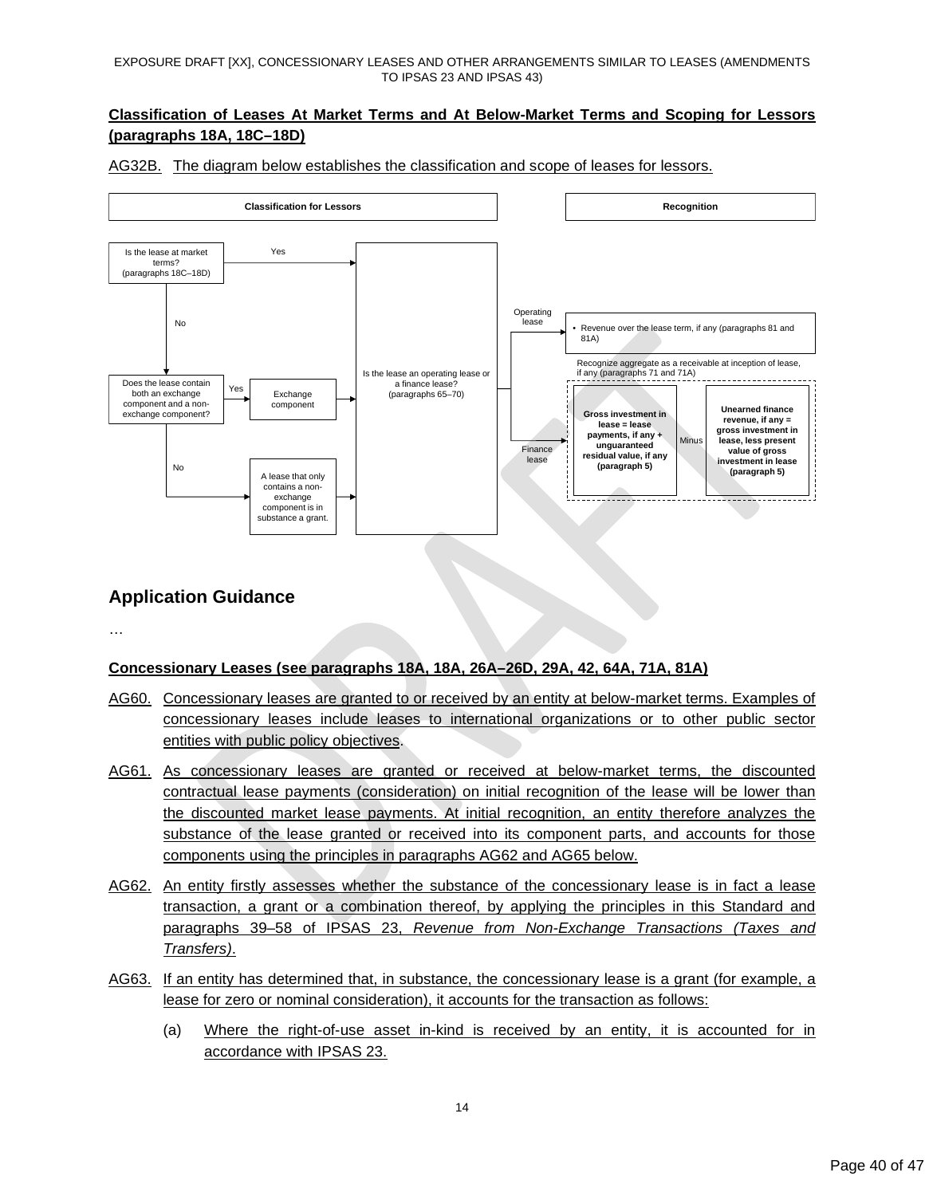## Classification of Leases At Market Terms and At Below-Market Terms and Scoping for Lessors (paragraphs 18A, 18C–18D)

AG32B. The diagram below establishes the classification and scope of leases for lessors.

**Classification for Lessors**

- Is the lease at market terms? (paragraphs 18C–18D)
  - Yes → Is the lease an operating lease or a finance lease? (paragraphs 65–70)
  - No → Does the lease contain both an exchange component and a non-exchange component?
    - Yes → Exchange component → Is the lease an operating lease or a finance lease? (paragraphs 65–70)
    - No → A lease that only contains a non-exchange component is in substance a grant. → Is the lease an operating lease or a finance lease? (paragraphs 65–70)

**Recognition**

- Operating lease → Revenue over the lease term, if any (paragraphs 81 and 81A)
- Finance lease → Recognize aggregate as a receivable at inception of lease, if any (paragraphs 71 and 71A):
  - **Gross investment in lease = lease payments, if any + unguaranteed residual value, if any (paragraph 5)**
  - Minus
  - **Unearned finance revenue, if any = gross investment in lease, less present value of gross investment in lease (paragraph 5)**

# Application Guidance

…

## Concessionary Leases (see paragraphs 18A, 18A, 26A–26D, 29A, 42, 64A, 71A, 81A)

AG60. Concessionary leases are granted to or received by an entity at below-market terms. Examples of concessionary leases include leases to international organizations or to other public sector entities with public policy objectives.

AG61. As concessionary leases are granted or received at below-market terms, the discounted contractual lease payments (consideration) on initial recognition of the lease will be lower than the discounted market lease payments. At initial recognition, an entity therefore analyzes the substance of the lease granted or received into its component parts, and accounts for those components using the principles in paragraphs AG62 and AG65 below.

AG62. An entity firstly assesses whether the substance of the concessionary lease is in fact a lease transaction, a grant or a combination thereof, by applying the principles in this Standard and paragraphs 39–58 of IPSAS 23, *Revenue from Non-Exchange Transactions (Taxes and Transfers)*.

AG63. If an entity has determined that, in substance, the concessionary lease is a grant (for example, a lease for zero or nominal consideration), it accounts for the transaction as follows:

(a) Where the right-of-use asset in-kind is received by an entity, it is accounted for in accordance with IPSAS 23.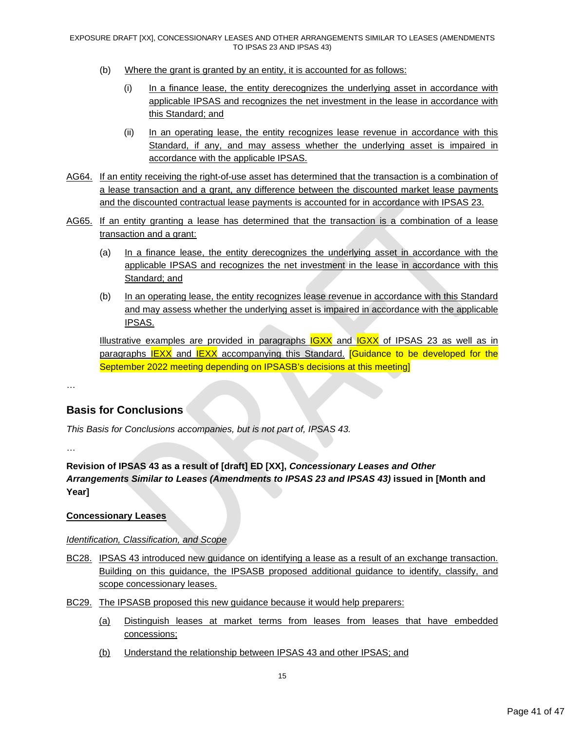(b) Where the grant is granted by an entity, it is accounted for as follows:

   (i) In a finance lease, the entity derecognizes the underlying asset in accordance with applicable IPSAS and recognizes the net investment in the lease in accordance with this Standard; and

   (ii) In an operating lease, the entity recognizes lease revenue in accordance with this Standard, if any, and may assess whether the underlying asset is impaired in accordance with the applicable IPSAS.

AG64. If an entity receiving the right-of-use asset has determined that the transaction is a combination of a lease transaction and a grant, any difference between the discounted market lease payments and the discounted contractual lease payments is accounted for in accordance with IPSAS 23.

AG65. If an entity granting a lease has determined that the transaction is a combination of a lease transaction and a grant:

(a) In a finance lease, the entity derecognizes the underlying asset in accordance with the applicable IPSAS and recognizes the net investment in the lease in accordance with this Standard; and

(b) In an operating lease, the entity recognizes lease revenue in accordance with this Standard and may assess whether the underlying asset is impaired in accordance with the applicable IPSAS.

Illustrative examples are provided in paragraphs IGXX and IGXX of IPSAS 23 as well as in paragraphs IEXX and IEXX accompanying this Standard. [Guidance to be developed for the September 2022 meeting depending on IPSASB's decisions at this meeting]

…

## Basis for Conclusions

*This Basis for Conclusions accompanies, but is not part of, IPSAS 43.*

…

**Revision of IPSAS 43 as a result of [draft] ED [XX], *Concessionary Leases and Other Arrangements Similar to Leases (Amendments to IPSAS 23 and IPSAS 43)* issued in [Month and Year]**

**Concessionary Leases**

*Identification, Classification, and Scope*

BC28. IPSAS 43 introduced new guidance on identifying a lease as a result of an exchange transaction. Building on this guidance, the IPSASB proposed additional guidance to identify, classify, and scope concessionary leases.

BC29. The IPSASB proposed this new guidance because it would help preparers:

(a) Distinguish leases at market terms from leases from leases that have embedded concessions;

(b) Understand the relationship between IPSAS 43 and other IPSAS; and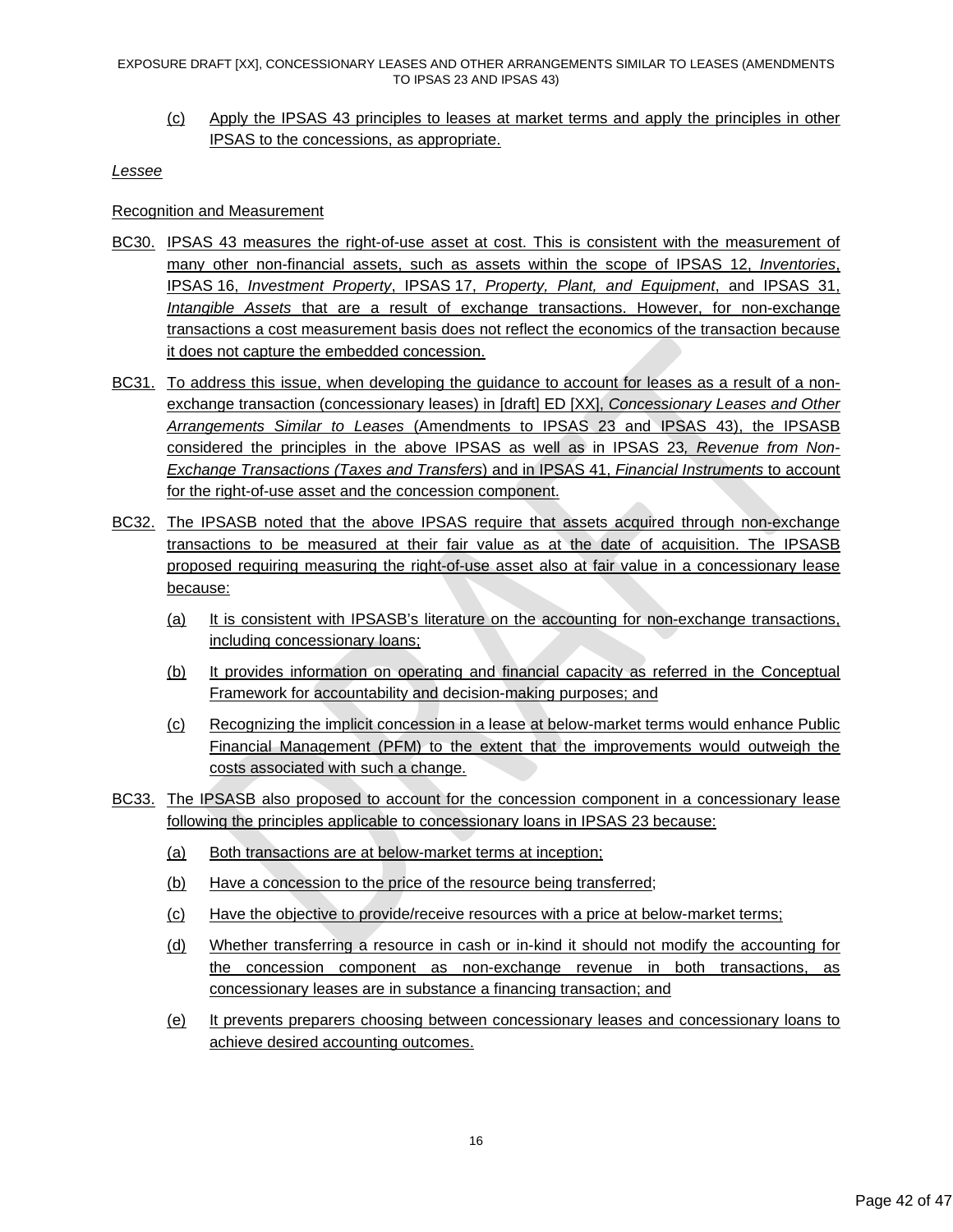(c) Apply the IPSAS 43 principles to leases at market terms and apply the principles in other IPSAS to the concessions, as appropriate.

*Lessee*

Recognition and Measurement

BC30. IPSAS 43 measures the right-of-use asset at cost. This is consistent with the measurement of many other non-financial assets, such as assets within the scope of IPSAS 12, *Inventories*, IPSAS 16, *Investment Property*, IPSAS 17, *Property, Plant, and Equipment*, and IPSAS 31, *Intangible Assets* that are a result of exchange transactions. However, for non-exchange transactions a cost measurement basis does not reflect the economics of the transaction because it does not capture the embedded concession.

BC31. To address this issue, when developing the guidance to account for leases as a result of a non-exchange transaction (concessionary leases) in [draft] ED [XX], *Concessionary Leases and Other Arrangements Similar to Leases* (Amendments to IPSAS 23 and IPSAS 43), the IPSASB considered the principles in the above IPSAS as well as in IPSAS 23*, Revenue from Non-Exchange Transactions (Taxes and Transfers*) and in IPSAS 41, *Financial Instruments* to account for the right-of-use asset and the concession component.

BC32. The IPSASB noted that the above IPSAS require that assets acquired through non-exchange transactions to be measured at their fair value as at the date of acquisition. The IPSASB proposed requiring measuring the right-of-use asset also at fair value in a concessionary lease because:

(a) It is consistent with IPSASB's literature on the accounting for non-exchange transactions, including concessionary loans;

(b) It provides information on operating and financial capacity as referred in the Conceptual Framework for accountability and decision-making purposes; and

(c) Recognizing the implicit concession in a lease at below-market terms would enhance Public Financial Management (PFM) to the extent that the improvements would outweigh the costs associated with such a change.

BC33. The IPSASB also proposed to account for the concession component in a concessionary lease following the principles applicable to concessionary loans in IPSAS 23 because:

(a) Both transactions are at below-market terms at inception;

(b) Have a concession to the price of the resource being transferred;

(c) Have the objective to provide/receive resources with a price at below-market terms;

(d) Whether transferring a resource in cash or in-kind it should not modify the accounting for the concession component as non-exchange revenue in both transactions, as concessionary leases are in substance a financing transaction; and

(e) It prevents preparers choosing between concessionary leases and concessionary loans to achieve desired accounting outcomes.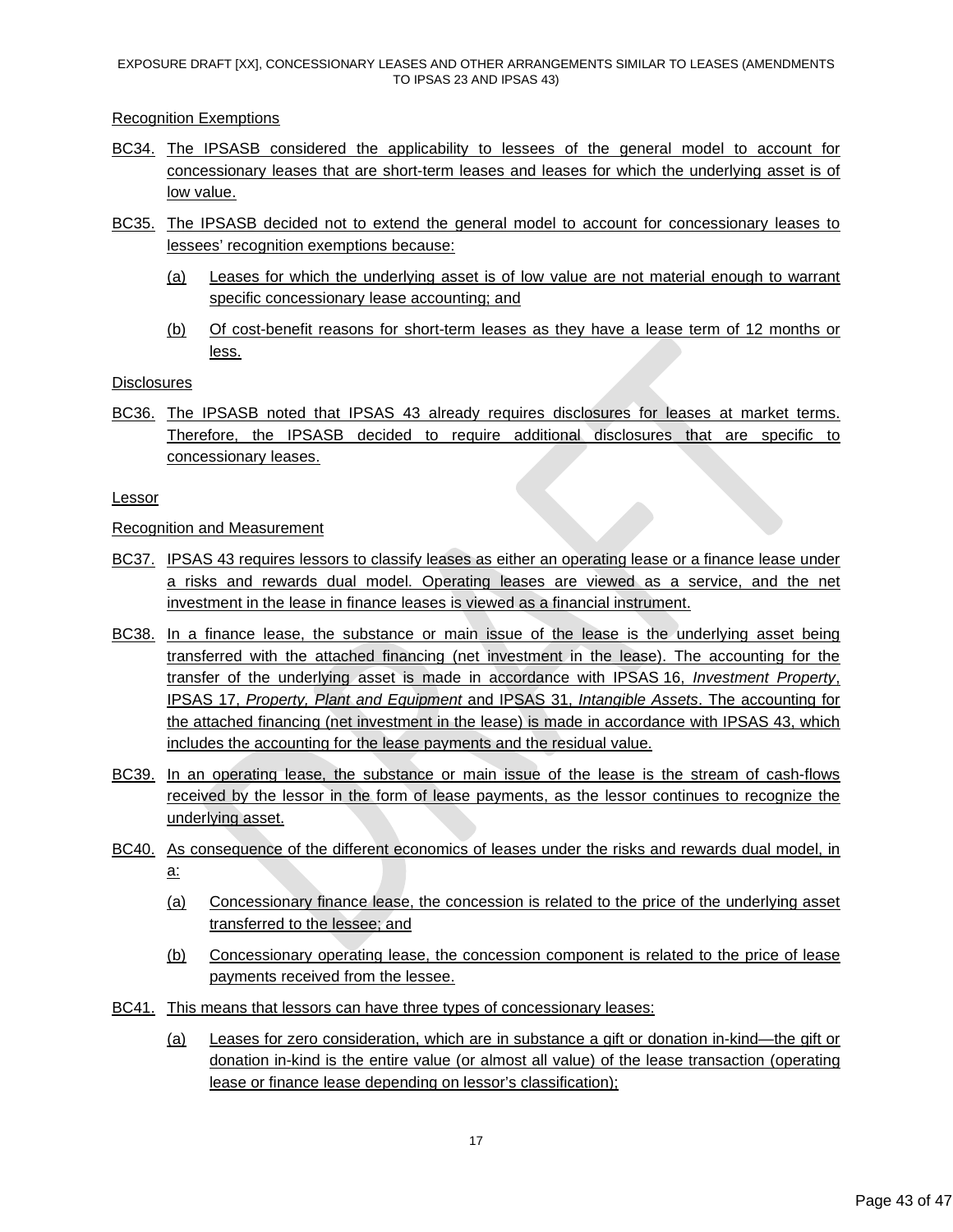Recognition Exemptions

BC34. The IPSASB considered the applicability to lessees of the general model to account for concessionary leases that are short-term leases and leases for which the underlying asset is of low value.

BC35. The IPSASB decided not to extend the general model to account for concessionary leases to lessees' recognition exemptions because:

(a) Leases for which the underlying asset is of low value are not material enough to warrant specific concessionary lease accounting; and

(b) Of cost-benefit reasons for short-term leases as they have a lease term of 12 months or less.

Disclosures

BC36. The IPSASB noted that IPSAS 43 already requires disclosures for leases at market terms. Therefore, the IPSASB decided to require additional disclosures that are specific to concessionary leases.

Lessor

Recognition and Measurement

BC37. IPSAS 43 requires lessors to classify leases as either an operating lease or a finance lease under a risks and rewards dual model. Operating leases are viewed as a service, and the net investment in the lease in finance leases is viewed as a financial instrument.

BC38. In a finance lease, the substance or main issue of the lease is the underlying asset being transferred with the attached financing (net investment in the lease). The accounting for the transfer of the underlying asset is made in accordance with IPSAS 16, *Investment Property*, IPSAS 17, *Property, Plant and Equipment* and IPSAS 31, *Intangible Assets*. The accounting for the attached financing (net investment in the lease) is made in accordance with IPSAS 43, which includes the accounting for the lease payments and the residual value.

BC39. In an operating lease, the substance or main issue of the lease is the stream of cash-flows received by the lessor in the form of lease payments, as the lessor continues to recognize the underlying asset.

BC40. As consequence of the different economics of leases under the risks and rewards dual model, in a:

(a) Concessionary finance lease, the concession is related to the price of the underlying asset transferred to the lessee; and

(b) Concessionary operating lease, the concession component is related to the price of lease payments received from the lessee.

BC41. This means that lessors can have three types of concessionary leases:

(a) Leases for zero consideration, which are in substance a gift or donation in-kind—the gift or donation in-kind is the entire value (or almost all value) of the lease transaction (operating lease or finance lease depending on lessor's classification);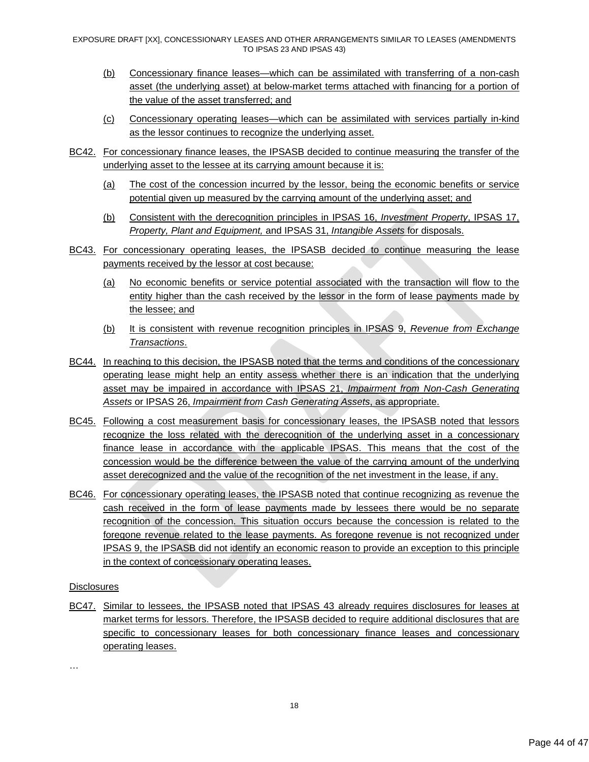(b) Concessionary finance leases—which can be assimilated with transferring of a non-cash asset (the underlying asset) at below-market terms attached with financing for a portion of the value of the asset transferred; and

(c) Concessionary operating leases—which can be assimilated with services partially in-kind as the lessor continues to recognize the underlying asset.

BC42. For concessionary finance leases, the IPSASB decided to continue measuring the transfer of the underlying asset to the lessee at its carrying amount because it is:

(a) The cost of the concession incurred by the lessor, being the economic benefits or service potential given up measured by the carrying amount of the underlying asset; and

(b) Consistent with the derecognition principles in IPSAS 16, *Investment Property*, IPSAS 17, *Property, Plant and Equipment,* and IPSAS 31, *Intangible Assets* for disposals.

BC43. For concessionary operating leases, the IPSASB decided to continue measuring the lease payments received by the lessor at cost because:

(a) No economic benefits or service potential associated with the transaction will flow to the entity higher than the cash received by the lessor in the form of lease payments made by the lessee; and

(b) It is consistent with revenue recognition principles in IPSAS 9, *Revenue from Exchange Transactions*.

BC44. In reaching to this decision, the IPSASB noted that the terms and conditions of the concessionary operating lease might help an entity assess whether there is an indication that the underlying asset may be impaired in accordance with IPSAS 21, *Impairment from Non-Cash Generating Assets* or IPSAS 26, *Impairment from Cash Generating Assets*, as appropriate.

BC45. Following a cost measurement basis for concessionary leases, the IPSASB noted that lessors recognize the loss related with the derecognition of the underlying asset in a concessionary finance lease in accordance with the applicable IPSAS. This means that the cost of the concession would be the difference between the value of the carrying amount of the underlying asset derecognized and the value of the recognition of the net investment in the lease, if any.

BC46. For concessionary operating leases, the IPSASB noted that continue recognizing as revenue the cash received in the form of lease payments made by lessees there would be no separate recognition of the concession. This situation occurs because the concession is related to the foregone revenue related to the lease payments. As foregone revenue is not recognized under IPSAS 9, the IPSASB did not identify an economic reason to provide an exception to this principle in the context of concessionary operating leases.

Disclosures

BC47. Similar to lessees, the IPSASB noted that IPSAS 43 already requires disclosures for leases at market terms for lessors. Therefore, the IPSASB decided to require additional disclosures that are specific to concessionary leases for both concessionary finance leases and concessionary operating leases.

…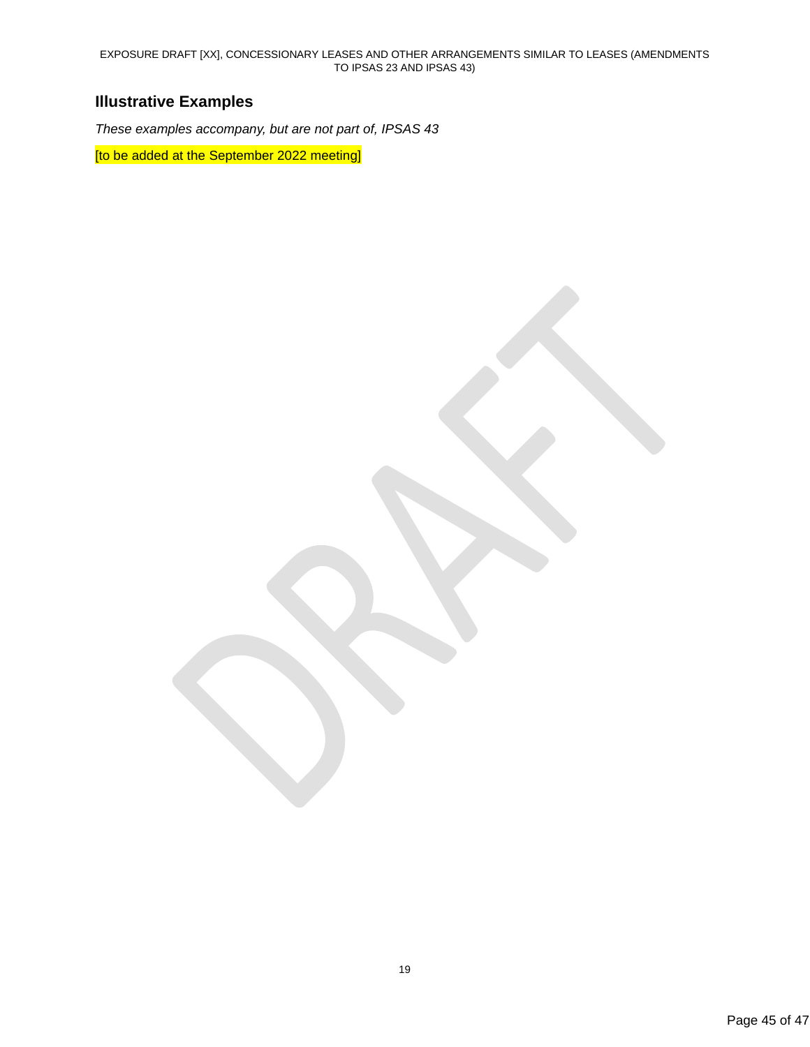## Illustrative Examples

*These examples accompany, but are not part of, IPSAS 43*

[to be added at the September 2022 meeting]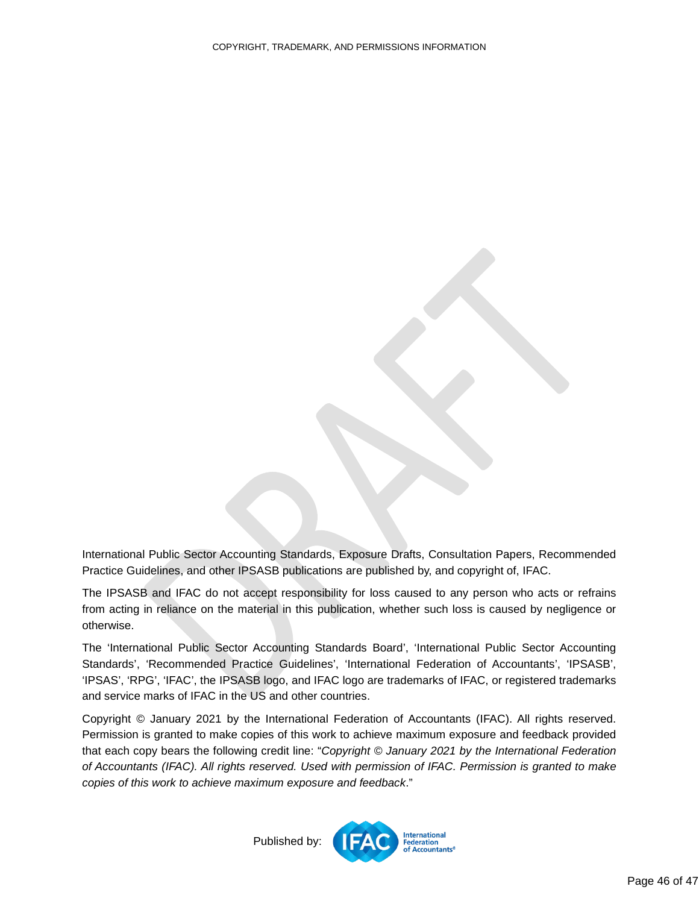International Public Sector Accounting Standards, Exposure Drafts, Consultation Papers, Recommended Practice Guidelines, and other IPSASB publications are published by, and copyright of, IFAC.

The IPSASB and IFAC do not accept responsibility for loss caused to any person who acts or refrains from acting in reliance on the material in this publication, whether such loss is caused by negligence or otherwise.

The 'International Public Sector Accounting Standards Board', 'International Public Sector Accounting Standards', 'Recommended Practice Guidelines', 'International Federation of Accountants', 'IPSASB', 'IPSAS', 'RPG', 'IFAC', the IPSASB logo, and IFAC logo are trademarks of IFAC, or registered trademarks and service marks of IFAC in the US and other countries.

Copyright © January 2021 by the International Federation of Accountants (IFAC). All rights reserved. Permission is granted to make copies of this work to achieve maximum exposure and feedback provided that each copy bears the following credit line: "*Copyright © January 2021 by the International Federation of Accountants (IFAC). All rights reserved. Used with permission of IFAC. Permission is granted to make copies of this work to achieve maximum exposure and feedback*."

Published by: IFAC International Federation of Accountants®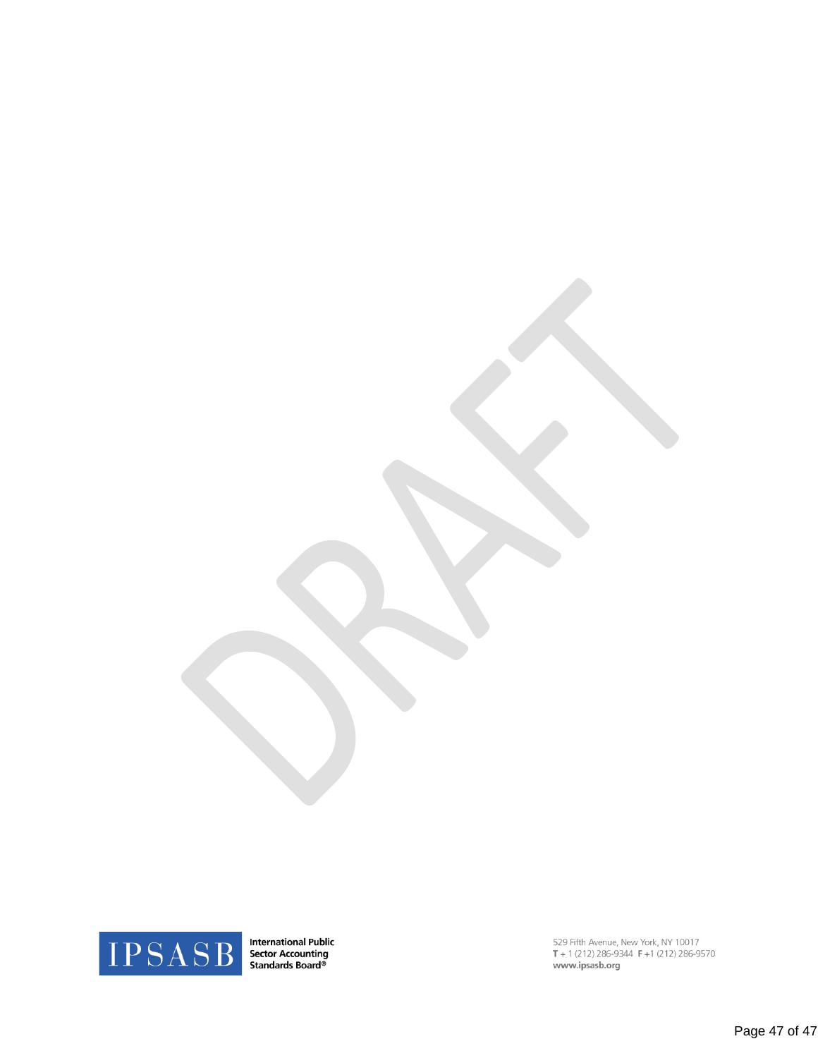International Public Sector Accounting Standards Board®

529 Fifth Avenue, New York, NY 10017
T + 1 (212) 286-9344 F +1 (212) 286-9570
www.ipsasb.org